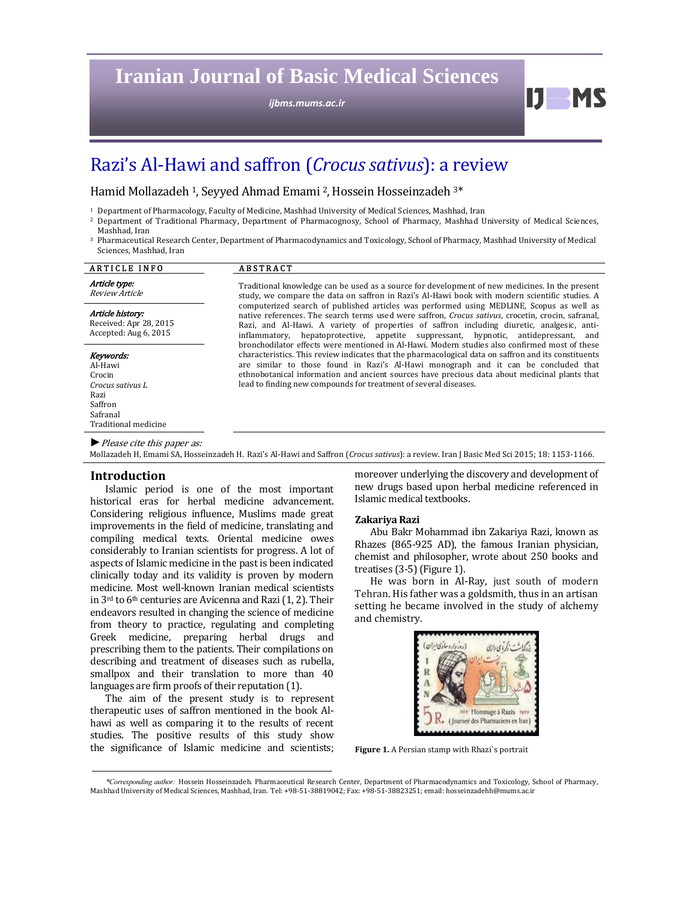# Iranian Journal of Basic Medical Sciences

*ijbms.mums.ac.ir*

# Razi's Al-Hawi and saffron (*Crocus sativus*): a review

Hamid Mollazadeh [1], Seyyed Ahmad Emami [2], Hossein Hosseinzadeh [3]*

[1] Department of Pharmacology, Faculty of Medicine, Mashhad University of Medical Sciences, Mashhad, Iran
[2] Department of Traditional Pharmacy, Department of Pharmacognosy, School of Pharmacy, Mashhad University of Medical Sciences, Mashhad, Iran
[3] Pharmaceutical Research Center, Department of Pharmacodynamics and Toxicology, School of Pharmacy, Mashhad University of Medical Sciences, Mashhad, Iran

**ARTICLE INFO**

*Article type:*
*Review Article*

*Article history:*
Received: Apr 28, 2015
Accepted: Aug 6, 2015

*Keywords:*
Al-Hawi
Crocin
*Crocus sativus L*
Razi
Saffron
Safranal
Traditional medicine

**ABSTRACT**

Traditional knowledge can be used as a source for development of new medicines. In the present study, we compare the data on saffron in Razi's Al-Hawi book with modern scientific studies. A computerized search of published articles was performed using MEDLINE, Scopus as well as native references. The search terms used were saffron, *Crocus sativus*, crocetin, crocin, safranal, Razi, and Al-Hawi. A variety of properties of saffron including diuretic, analgesic, anti-inflammatory, hepatoprotective, appetite suppressant, hypnotic, antidepressant, and bronchodilator effects were mentioned in Al-Hawi. Modern studies also confirmed most of these characteristics. This review indicates that the pharmacological data on saffron and its constituents are similar to those found in Razi's Al-Hawi monograph and it can be concluded that ethnobotanical information and ancient sources have precious data about medicinal plants that lead to finding new compounds for treatment of several diseases.

► *Please cite this paper as:*
Mollazadeh H, Emami SA, Hosseinzadeh H. Razi's Al-Hawi and Saffron (*Crocus sativus*): a review. Iran J Basic Med Sci 2015; 18: 1153-1166.

## Introduction

Islamic period is one of the most important historical eras for herbal medicine advancement. Considering religious influence, Muslims made great improvements in the field of medicine, translating and compiling medical texts. Oriental medicine owes considerably to Iranian scientists for progress. A lot of aspects of Islamic medicine in the past is been indicated clinically today and its validity is proven by modern medicine. Most well-known Iranian medical scientists in 3rd to 6th centuries are Avicenna and Razi (1, 2). Their endeavors resulted in changing the science of medicine from theory to practice, regulating and completing Greek medicine, preparing herbal drugs and prescribing them to the patients. Their compilations on describing and treatment of diseases such as rubella, smallpox and their translation to more than 40 languages are firm proofs of their reputation (1).

The aim of the present study is to represent therapeutic uses of saffron mentioned in the book Al-hawi as well as comparing it to the results of recent studies. The positive results of this study show the significance of Islamic medicine and scientists; moreover underlying the discovery and development of new drugs based upon herbal medicine referenced in Islamic medical textbooks.

### Zakariya Razi

Abu Bakr Mohammad ibn Zakariya Razi, known as Rhazes (865-925 AD), the famous Iranian physician, chemist and philosopher, wrote about 250 books and treatises (3-5) (Figure 1).

He was born in Al-Ray, just south of modern Tehran. His father was a goldsmith, thus in an artisan setting he became involved in the study of alchemy and chemistry.

**Figure 1.** A Persian stamp with Rhazi`s portrait

*Corresponding author: Hossein Hosseinzadeh. Pharmaceutical Research Center, Department of Pharmacodynamics and Toxicology, School of Pharmacy, Mashhad University of Medical Sciences, Mashhad, Iran. Tel: +98-51-38819042; Fax: +98-51-38823251; email: hosseinzadehh@mums.ac.ir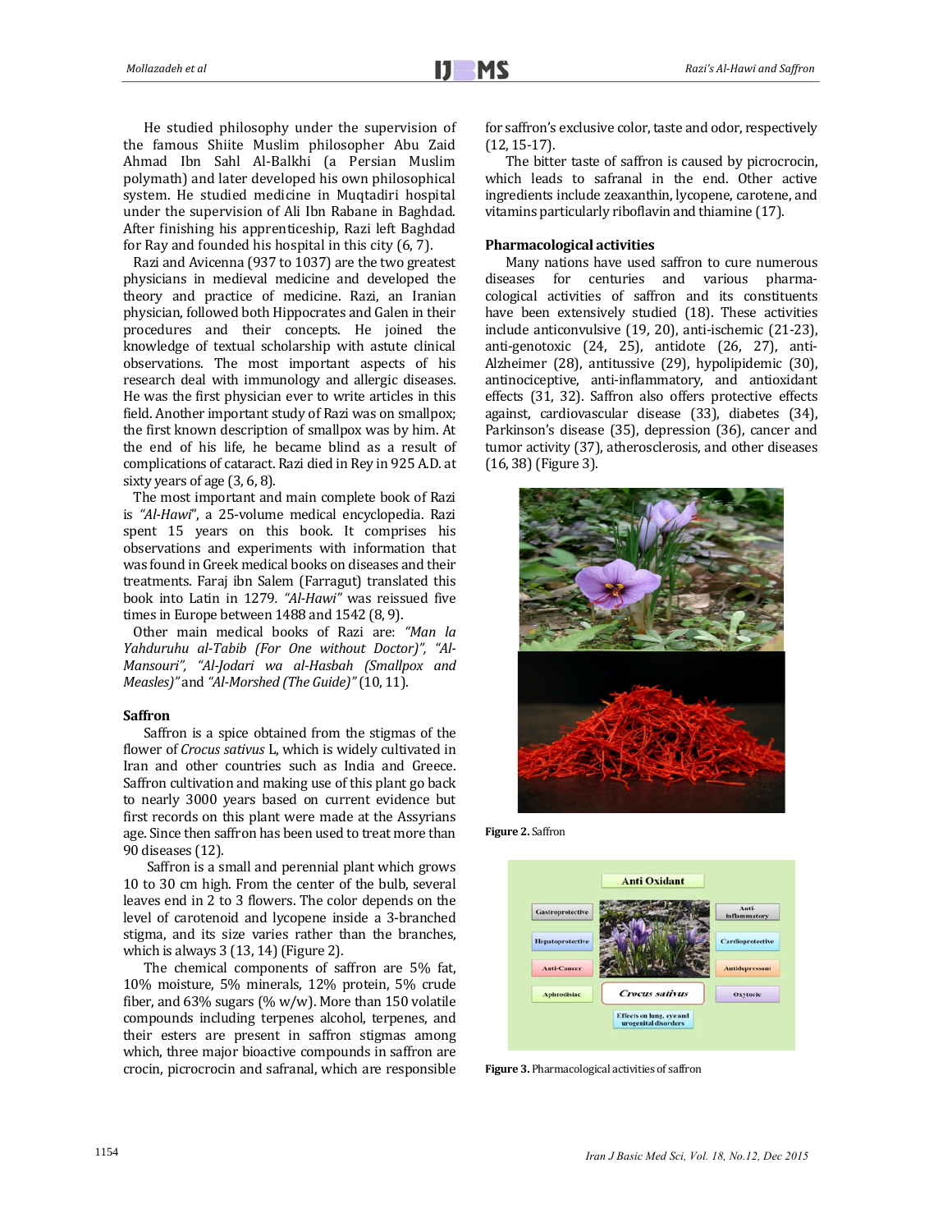He studied philosophy under the supervision of the famous Shiite Muslim philosopher Abu Zaid Ahmad Ibn Sahl Al-Balkhi (a Persian Muslim polymath) and later developed his own philosophical system. He studied medicine in Muqtadiri hospital under the supervision of Ali Ibn Rabane in Baghdad. After finishing his apprenticeship, Razi left Baghdad for Ray and founded his hospital in this city (6, 7).

Razi and Avicenna (937 to 1037) are the two greatest physicians in medieval medicine and developed the theory and practice of medicine. Razi, an Iranian physician, followed both Hippocrates and Galen in their procedures and their concepts. He joined the knowledge of textual scholarship with astute clinical observations. The most important aspects of his research deal with immunology and allergic diseases. He was the first physician ever to write articles in this field. Another important study of Razi was on smallpox; the first known description of smallpox was by him. At the end of his life, he became blind as a result of complications of cataract. Razi died in Rey in 925 A.D. at sixty years of age (3, 6, 8).

The most important and main complete book of Razi is *"Al-Hawi"*, a 25-volume medical encyclopedia. Razi spent 15 years on this book. It comprises his observations and experiments with information that was found in Greek medical books on diseases and their treatments. Faraj ibn Salem (Farragut) translated this book into Latin in 1279. *"Al-Hawi"* was reissued five times in Europe between 1488 and 1542 (8, 9).

Other main medical books of Razi are: *"Man la Yahduruhu al-Tabib (For One without Doctor)", "Al-Mansouri", "Al-Jodari wa al-Hasbah (Smallpox and Measles)"* and *"Al-Morshed (The Guide)"* (10, 11).

## Saffron

Saffron is a spice obtained from the stigmas of the flower of *Crocus sativus* L, which is widely cultivated in Iran and other countries such as India and Greece. Saffron cultivation and making use of this plant go back to nearly 3000 years based on current evidence but first records on this plant were made at the Assyrians age. Since then saffron has been used to treat more than 90 diseases (12).

Saffron is a small and perennial plant which grows 10 to 30 cm high. From the center of the bulb, several leaves end in 2 to 3 flowers. The color depends on the level of carotenoid and lycopene inside a 3-branched stigma, and its size varies rather than the branches, which is always 3 (13, 14) (Figure 2).

The chemical components of saffron are 5% fat, 10% moisture, 5% minerals, 12% protein, 5% crude fiber, and 63% sugars (% w/w). More than 150 volatile compounds including terpenes alcohol, terpenes, and their esters are present in saffron stigmas among which, three major bioactive compounds in saffron are crocin, picrocrocin and safranal, which are responsible for saffron's exclusive color, taste and odor, respectively (12, 15-17).

The bitter taste of saffron is caused by picrocrocin, which leads to safranal in the end. Other active ingredients include zeaxanthin, lycopene, carotene, and vitamins particularly riboflavin and thiamine (17).

## Pharmacological activities

Many nations have used saffron to cure numerous diseases for centuries and various pharmacological activities of saffron and its constituents have been extensively studied (18). These activities include anticonvulsive (19, 20), anti-ischemic (21-23), anti-genotoxic (24, 25), antidote (26, 27), anti-Alzheimer (28), antitussive (29), hypolipidemic (30), antinociceptive, anti-inflammatory, and antioxidant effects (31, 32). Saffron also offers protective effects against, cardiovascular disease (33), diabetes (34), Parkinson's disease (35), depression (36), cancer and tumor activity (37), atherosclerosis, and other diseases (16, 38) (Figure 3).

**Figure 2.** Saffron

**Figure 3.** Pharmacological activities of saffron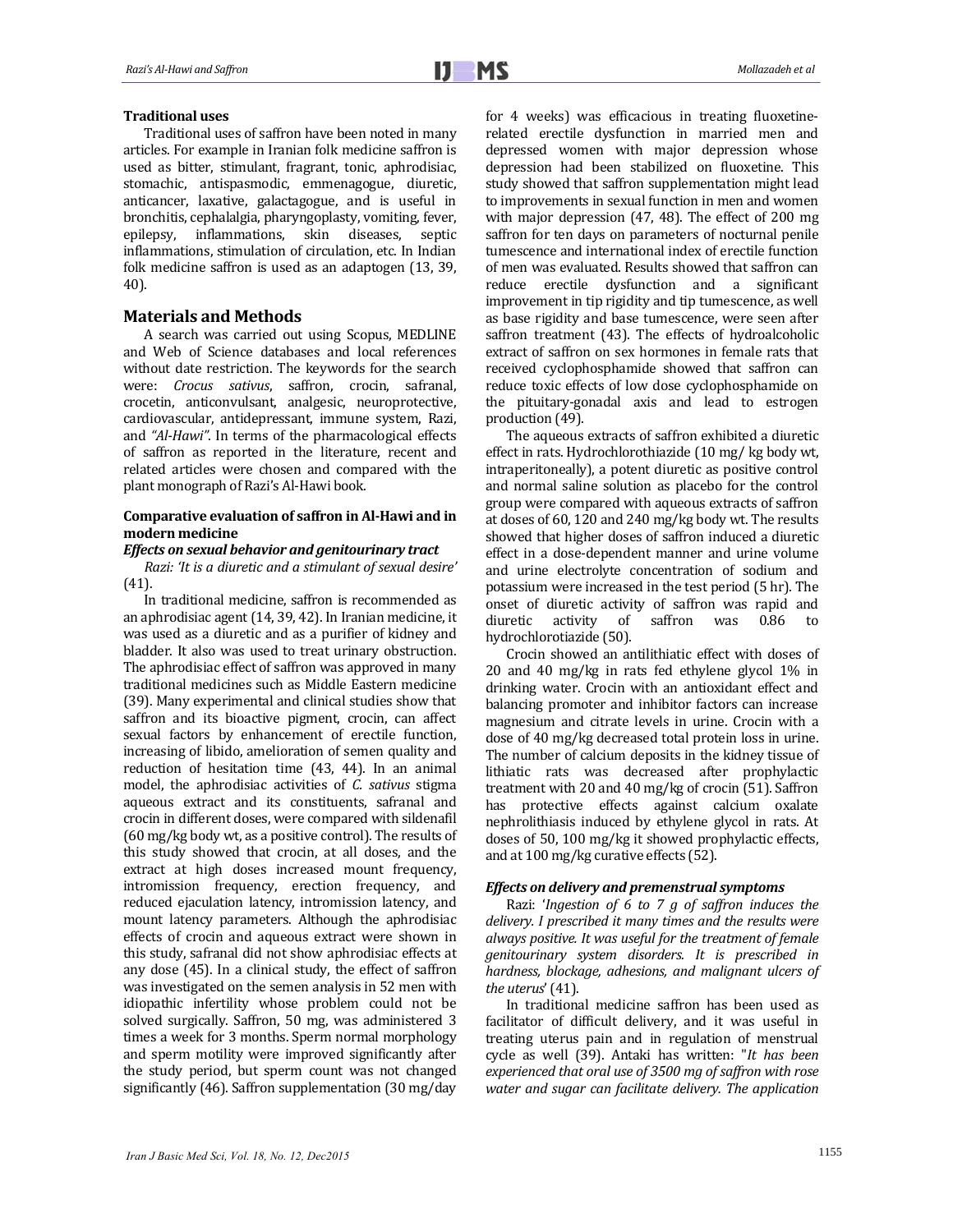**Traditional uses**

Traditional uses of saffron have been noted in many articles. For example in Iranian folk medicine saffron is used as bitter, stimulant, fragrant, tonic, aphrodisiac, stomachic, antispasmodic, emmenagogue, diuretic, anticancer, laxative, galactagogue, and is useful in bronchitis, cephalalgia, pharyngoplasty, vomiting, fever, epilepsy, inflammations, skin diseases, septic inflammations, stimulation of circulation, etc. In Indian folk medicine saffron is used as an adaptogen (13, 39, 40).

## Materials and Methods

A search was carried out using Scopus, MEDLINE and Web of Science databases and local references without date restriction. The keywords for the search were: *Crocus sativus*, saffron, crocin, safranal, crocetin, anticonvulsant, analgesic, neuroprotective, cardiovascular, antidepressant, immune system, Razi, and *"Al-Hawi"*. In terms of the pharmacological effects of saffron as reported in the literature, recent and related articles were chosen and compared with the plant monograph of Razi's Al-Hawi book.

**Comparative evaluation of saffron in Al-Hawi and in modern medicine**

***Effects on sexual behavior and genitourinary tract***

*Razi: 'It is a diuretic and a stimulant of sexual desire'* (41).

In traditional medicine, saffron is recommended as an aphrodisiac agent (14, 39, 42). In Iranian medicine, it was used as a diuretic and as a purifier of kidney and bladder. It also was used to treat urinary obstruction. The aphrodisiac effect of saffron was approved in many traditional medicines such as Middle Eastern medicine (39). Many experimental and clinical studies show that saffron and its bioactive pigment, crocin, can affect sexual factors by enhancement of erectile function, increasing of libido, amelioration of semen quality and reduction of hesitation time (43, 44). In an animal model, the aphrodisiac activities of *C. sativus* stigma aqueous extract and its constituents, safranal and crocin in different doses, were compared with sildenafil (60 mg/kg body wt, as a positive control). The results of this study showed that crocin, at all doses, and the extract at high doses increased mount frequency, intromission frequency, erection frequency, and reduced ejaculation latency, intromission latency, and mount latency parameters. Although the aphrodisiac effects of crocin and aqueous extract were shown in this study, safranal did not show aphrodisiac effects at any dose (45). In a clinical study, the effect of saffron was investigated on the semen analysis in 52 men with idiopathic infertility whose problem could not be solved surgically. Saffron, 50 mg, was administered 3 times a week for 3 months. Sperm normal morphology and sperm motility were improved significantly after the study period, but sperm count was not changed significantly (46). Saffron supplementation (30 mg/day for 4 weeks) was efficacious in treating fluoxetine-related erectile dysfunction in married men and depressed women with major depression whose depression had been stabilized on fluoxetine. This study showed that saffron supplementation might lead to improvements in sexual function in men and women with major depression (47, 48). The effect of 200 mg saffron for ten days on parameters of nocturnal penile tumescence and international index of erectile function of men was evaluated. Results showed that saffron can reduce erectile dysfunction and a significant improvement in tip rigidity and tip tumescence, as well as base rigidity and base tumescence, were seen after saffron treatment (43). The effects of hydroalcoholic extract of saffron on sex hormones in female rats that received cyclophosphamide showed that saffron can reduce toxic effects of low dose cyclophosphamide on the pituitary-gonadal axis and lead to estrogen production (49).

The aqueous extracts of saffron exhibited a diuretic effect in rats. Hydrochlorothiazide (10 mg/ kg body wt, intraperitoneally), a potent diuretic as positive control and normal saline solution as placebo for the control group were compared with aqueous extracts of saffron at doses of 60, 120 and 240 mg/kg body wt. The results showed that higher doses of saffron induced a diuretic effect in a dose-dependent manner and urine volume and urine electrolyte concentration of sodium and potassium were increased in the test period (5 hr). The onset of diuretic activity of saffron was rapid and diuretic activity of saffron was 0.86 to hydrochlorotiazide (50).

Crocin showed an antilithiatic effect with doses of 20 and 40 mg/kg in rats fed ethylene glycol 1% in drinking water. Crocin with an antioxidant effect and balancing promoter and inhibitor factors can increase magnesium and citrate levels in urine. Crocin with a dose of 40 mg/kg decreased total protein loss in urine. The number of calcium deposits in the kidney tissue of lithiatic rats was decreased after prophylactic treatment with 20 and 40 mg/kg of crocin (51). Saffron has protective effects against calcium oxalate nephrolithiasis induced by ethylene glycol in rats. At doses of 50, 100 mg/kg it showed prophylactic effects, and at 100 mg/kg curative effects (52).

***Effects on delivery and premenstrual symptoms***

Razi: '*Ingestion of 6 to 7 g of saffron induces the delivery. I prescribed it many times and the results were always positive. It was useful for the treatment of female genitourinary system disorders. It is prescribed in hardness, blockage, adhesions, and malignant ulcers of the uterus*' (41).

In traditional medicine saffron has been used as facilitator of difficult delivery, and it was useful in treating uterus pain and in regulation of menstrual cycle as well (39). Antaki has written: "*It has been experienced that oral use of 3500 mg of saffron with rose water and sugar can facilitate delivery. The application*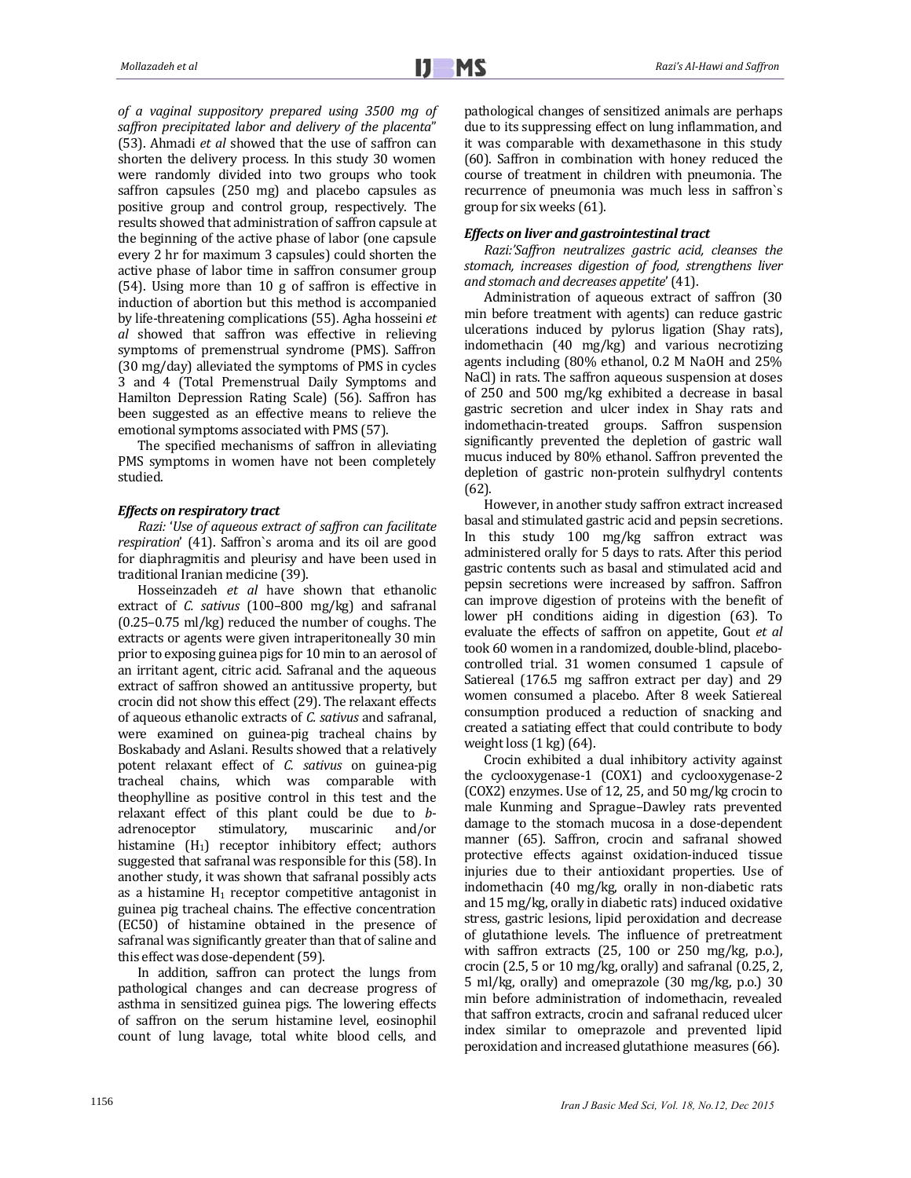*of a vaginal suppository prepared using 3500 mg of saffron precipitated labor and delivery of the placenta*" (53). Ahmadi *et al* showed that the use of saffron can shorten the delivery process. In this study 30 women were randomly divided into two groups who took saffron capsules (250 mg) and placebo capsules as positive group and control group, respectively. The results showed that administration of saffron capsule at the beginning of the active phase of labor (one capsule every 2 hr for maximum 3 capsules) could shorten the active phase of labor time in saffron consumer group (54). Using more than 10 g of saffron is effective in induction of abortion but this method is accompanied by life-threatening complications (55). Agha hosseini *et al* showed that saffron was effective in relieving symptoms of premenstrual syndrome (PMS). Saffron (30 mg/day) alleviated the symptoms of PMS in cycles 3 and 4 (Total Premenstrual Daily Symptoms and Hamilton Depression Rating Scale) (56). Saffron has been suggested as an effective means to relieve the emotional symptoms associated with PMS (57).

The specified mechanisms of saffron in alleviating PMS symptoms in women have not been completely studied.

### *Effects on respiratory tract*

*Razi:* '*Use of aqueous extract of saffron can facilitate respiration*' (41). Saffron`s aroma and its oil are good for diaphragmitis and pleurisy and have been used in traditional Iranian medicine (39).

Hosseinzadeh *et al* have shown that ethanolic extract of *C. sativus* (100–800 mg/kg) and safranal (0.25–0.75 ml/kg) reduced the number of coughs. The extracts or agents were given intraperitoneally 30 min prior to exposing guinea pigs for 10 min to an aerosol of an irritant agent, citric acid. Safranal and the aqueous extract of saffron showed an antitussive property, but crocin did not show this effect (29). The relaxant effects of aqueous ethanolic extracts of *C. sativus* and safranal, were examined on guinea-pig tracheal chains by Boskabady and Aslani. Results showed that a relatively potent relaxant effect of *C. sativus* on guinea-pig tracheal chains, which was comparable with theophylline as positive control in this test and the relaxant effect of this plant could be due to *b*-adrenoceptor stimulatory, muscarinic and/or histamine ($H_1$) receptor inhibitory effect; authors suggested that safranal was responsible for this (58). In another study, it was shown that safranal possibly acts as a histamine $H_1$ receptor competitive antagonist in guinea pig tracheal chains. The effective concentration ($EC_{50}$) of histamine obtained in the presence of safranal was significantly greater than that of saline and this effect was dose-dependent (59).

In addition, saffron can protect the lungs from pathological changes and can decrease progress of asthma in sensitized guinea pigs. The lowering effects of saffron on the serum histamine level, eosinophil count of lung lavage, total white blood cells, and pathological changes of sensitized animals are perhaps due to its suppressing effect on lung inflammation, and it was comparable with dexamethasone in this study (60). Saffron in combination with honey reduced the course of treatment in children with pneumonia. The recurrence of pneumonia was much less in saffron`s group for six weeks (61).

### *Effects on liver and gastrointestinal tract*

*Razi:'Saffron neutralizes gastric acid, cleanses the stomach, increases digestion of food, strengthens liver and stomach and decreases appetite*' (41).

Administration of aqueous extract of saffron (30 min before treatment with agents) can reduce gastric ulcerations induced by pylorus ligation (Shay rats), indomethacin (40 mg/kg) and various necrotizing agents including (80% ethanol, 0.2 M NaOH and 25% NaCl) in rats. The saffron aqueous suspension at doses of 250 and 500 mg/kg exhibited a decrease in basal gastric secretion and ulcer index in Shay rats and indomethacin-treated groups. Saffron suspension significantly prevented the depletion of gastric wall mucus induced by 80% ethanol. Saffron prevented the depletion of gastric non-protein sulfhydryl contents (62).

However, in another study saffron extract increased basal and stimulated gastric acid and pepsin secretions. In this study 100 mg/kg saffron extract was administered orally for 5 days to rats. After this period gastric contents such as basal and stimulated acid and pepsin secretions were increased by saffron. Saffron can improve digestion of proteins with the benefit of lower pH conditions aiding in digestion (63). To evaluate the effects of saffron on appetite, Gout *et al* took 60 women in a randomized, double-blind, placebo-controlled trial. 31 women consumed 1 capsule of Satiereal (176.5 mg saffron extract per day) and 29 women consumed a placebo. After 8 week Satiereal consumption produced a reduction of snacking and created a satiating effect that could contribute to body weight loss (1 kg) (64).

Crocin exhibited a dual inhibitory activity against the cyclooxygenase-1 (COX1) and cyclooxygenase-2 (COX2) enzymes. Use of 12, 25, and 50 mg/kg crocin to male Kunming and Sprague–Dawley rats prevented damage to the stomach mucosa in a dose-dependent manner (65). Saffron, crocin and safranal showed protective effects against oxidation-induced tissue injuries due to their antioxidant properties. Use of indomethacin (40 mg/kg, orally in non-diabetic rats and 15 mg/kg, orally in diabetic rats) induced oxidative stress, gastric lesions, lipid peroxidation and decrease of glutathione levels. The influence of pretreatment with saffron extracts (25, 100 or 250 mg/kg, p.o.), crocin (2.5, 5 or 10 mg/kg, orally) and safranal (0.25, 2, 5 ml/kg, orally) and omeprazole (30 mg/kg, p.o.) 30 min before administration of indomethacin, revealed that saffron extracts, crocin and safranal reduced ulcer index similar to omeprazole and prevented lipid peroxidation and increased glutathione measures (66).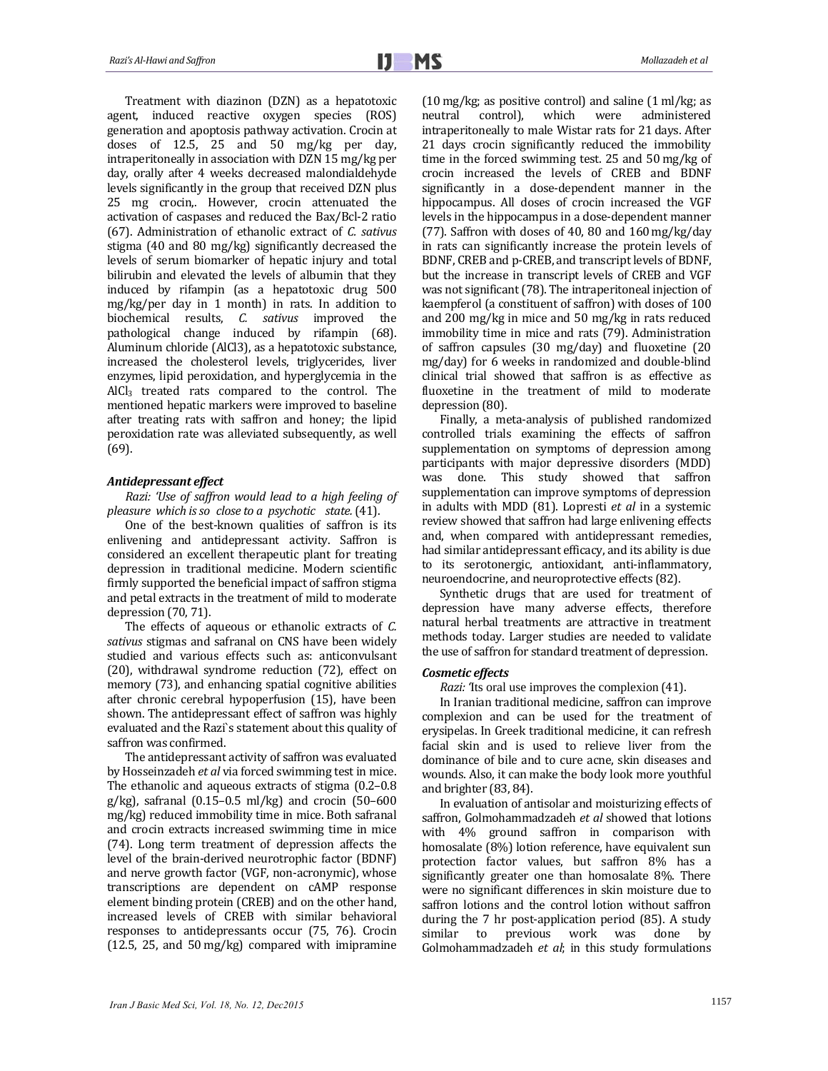Treatment with diazinon (DZN) as a hepatotoxic agent, induced reactive oxygen species (ROS) generation and apoptosis pathway activation. Crocin at doses of 12.5, 25 and 50 mg/kg per day, intraperitoneally in association with DZN 15 mg/kg per day, orally after 4 weeks decreased malondialdehyde levels significantly in the group that received DZN plus 25 mg crocin,. However, crocin attenuated the activation of caspases and reduced the Bax/Bcl-2 ratio (67). Administration of ethanolic extract of *C. sativus* stigma (40 and 80 mg/kg) significantly decreased the levels of serum biomarker of hepatic injury and total bilirubin and elevated the levels of albumin that they induced by rifampin (as a hepatotoxic drug 500 mg/kg/per day in 1 month) in rats. In addition to biochemical results, *C. sativus* improved the pathological change induced by rifampin (68). Aluminum chloride (AlCl3), as a hepatotoxic substance, increased the cholesterol levels, triglycerides, liver enzymes, lipid peroxidation, and hyperglycemia in the $AlCl_3$ treated rats compared to the control. The mentioned hepatic markers were improved to baseline after treating rats with saffron and honey; the lipid peroxidation rate was alleviated subsequently, as well (69).

### *Antidepressant effect*

*Razi: 'Use of saffron would lead to a high feeling of pleasure which is so close to a psychotic state.* (41).

One of the best-known qualities of saffron is its enlivening and antidepressant activity. Saffron is considered an excellent therapeutic plant for treating depression in traditional medicine. Modern scientific firmly supported the beneficial impact of saffron stigma and petal extracts in the treatment of mild to moderate depression (70, 71).

The effects of aqueous or ethanolic extracts of *C. sativus* stigmas and safranal on CNS have been widely studied and various effects such as: anticonvulsant (20), withdrawal syndrome reduction (72), effect on memory (73), and enhancing spatial cognitive abilities after chronic cerebral hypoperfusion (15), have been shown. The antidepressant effect of saffron was highly evaluated and the Razi`s statement about this quality of saffron was confirmed.

The antidepressant activity of saffron was evaluated by Hosseinzadeh *et al* via forced swimming test in mice. The ethanolic and aqueous extracts of stigma (0.2–0.8 g/kg), safranal (0.15–0.5 ml/kg) and crocin (50–600 mg/kg) reduced immobility time in mice. Both safranal and crocin extracts increased swimming time in mice (74). Long term treatment of depression affects the level of the brain-derived neurotrophic factor (BDNF) and nerve growth factor (VGF, non-acronymic), whose transcriptions are dependent on cAMP response element binding protein (CREB) and on the other hand, increased levels of CREB with similar behavioral responses to antidepressants occur (75, 76). Crocin (12.5, 25, and 50 mg/kg) compared with imipramine (10 mg/kg; as positive control) and saline (1 ml/kg; as neutral control), which were administered intraperitoneally to male Wistar rats for 21 days. After 21 days crocin significantly reduced the immobility time in the forced swimming test. 25 and 50 mg/kg of crocin increased the levels of CREB and BDNF significantly in a dose-dependent manner in the hippocampus. All doses of crocin increased the VGF levels in the hippocampus in a dose-dependent manner (77). Saffron with doses of 40, 80 and 160 mg/kg/day in rats can significantly increase the protein levels of BDNF, CREB and p-CREB, and transcript levels of BDNF, but the increase in transcript levels of CREB and VGF was not significant (78). The intraperitoneal injection of kaempferol (a constituent of saffron) with doses of 100 and 200 mg/kg in mice and 50 mg/kg in rats reduced immobility time in mice and rats (79). Administration of saffron capsules (30 mg/day) and fluoxetine (20 mg/day) for 6 weeks in randomized and double-blind clinical trial showed that saffron is as effective as fluoxetine in the treatment of mild to moderate depression (80).

Finally, a meta-analysis of published randomized controlled trials examining the effects of saffron supplementation on symptoms of depression among participants with major depressive disorders (MDD) was done. This study showed that saffron supplementation can improve symptoms of depression in adults with MDD (81). Lopresti *et al* in a systemic review showed that saffron had large enlivening effects and, when compared with antidepressant remedies, had similar antidepressant efficacy, and its ability is due to its serotonergic, antioxidant, anti-inflammatory, neuroendocrine, and neuroprotective effects (82).

Synthetic drugs that are used for treatment of depression have many adverse effects, therefore natural herbal treatments are attractive in treatment methods today. Larger studies are needed to validate the use of saffron for standard treatment of depression.

### *Cosmetic effects*

*Razi:* 'Its oral use improves the complexion (41).

In Iranian traditional medicine, saffron can improve complexion and can be used for the treatment of erysipelas. In Greek traditional medicine, it can refresh facial skin and is used to relieve liver from the dominance of bile and to cure acne, skin diseases and wounds. Also, it can make the body look more youthful and brighter (83, 84).

In evaluation of antisolar and moisturizing effects of saffron, Golmohammadzadeh *et al* showed that lotions with 4% ground saffron in comparison with homosalate (8%) lotion reference, have equivalent sun protection factor values, but saffron 8% has a significantly greater one than homosalate 8%. There were no significant differences in skin moisture due to saffron lotions and the control lotion without saffron during the 7 hr post-application period (85). A study similar to previous work was done by Golmohammadzadeh *et al*; in this study formulations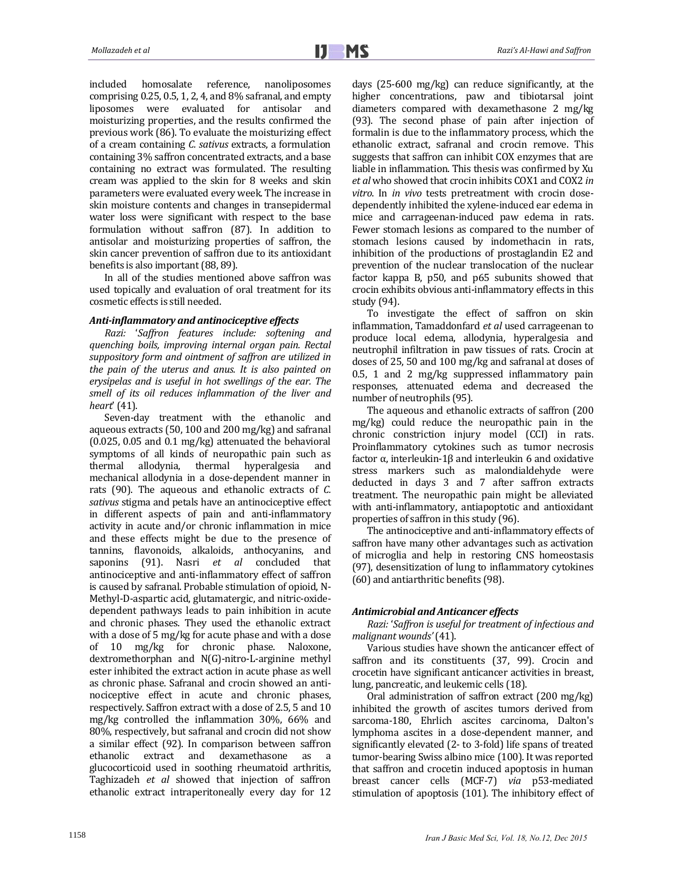included homosalate reference, nanoliposomes comprising 0.25, 0.5, 1, 2, 4, and 8% safranal, and empty liposomes were evaluated for antisolar and moisturizing properties, and the results confirmed the previous work (86). To evaluate the moisturizing effect of a cream containing *C. sativus* extracts, a formulation containing 3% saffron concentrated extracts, and a base containing no extract was formulated. The resulting cream was applied to the skin for 8 weeks and skin parameters were evaluated every week. The increase in skin moisture contents and changes in transepidermal water loss were significant with respect to the base formulation without saffron (87). In addition to antisolar and moisturizing properties of saffron, the skin cancer prevention of saffron due to its antioxidant benefits is also important (88, 89).

In all of the studies mentioned above saffron was used topically and evaluation of oral treatment for its cosmetic effects is still needed.

### *Anti-inflammatory and antinociceptive effects*

*Razi: 'Saffron features include: softening and quenching boils, improving internal organ pain. Rectal suppository form and ointment of saffron are utilized in the pain of the uterus and anus. It is also painted on erysipelas and is useful in hot swellings of the ear. The smell of its oil reduces inflammation of the liver and heart'* (41).

Seven-day treatment with the ethanolic and aqueous extracts (50, 100 and 200 mg/kg) and safranal (0.025, 0.05 and 0.1 mg/kg) attenuated the behavioral symptoms of all kinds of neuropathic pain such as thermal allodynia, thermal hyperalgesia and mechanical allodynia in a dose-dependent manner in rats (90). The aqueous and ethanolic extracts of *C. sativus* stigma and petals have an antinociceptive effect in different aspects of pain and anti-inflammatory activity in acute and/or chronic inflammation in mice and these effects might be due to the presence of tannins, flavonoids, alkaloids, anthocyanins, and saponins (91). Nasri *et al* concluded that antinociceptive and anti-inflammatory effect of saffron is caused by safranal. Probable stimulation of opioid, N-Methyl-D-aspartic acid, glutamatergic, and nitric-oxide-dependent pathways leads to pain inhibition in acute and chronic phases. They used the ethanolic extract with a dose of 5 mg/kg for acute phase and with a dose of 10 mg/kg for chronic phase. Naloxone, dextromethorphan and N(G)-nitro-L-arginine methyl ester inhibited the extract action in acute phase as well as chronic phase. Safranal and crocin showed an anti-nociceptive effect in acute and chronic phases, respectively. Saffron extract with a dose of 2.5, 5 and 10 mg/kg controlled the inflammation 30%, 66% and 80%, respectively, but safranal and crocin did not show a similar effect (92). In comparison between saffron ethanolic extract and dexamethasone as a glucocorticoid used in soothing rheumatoid arthritis, Taghizadeh *et al* showed that injection of saffron ethanolic extract intraperitoneally every day for 12 days (25-600 mg/kg) can reduce significantly, at the higher concentrations, paw and tibiotarsal joint diameters compared with dexamethasone 2 mg/kg (93). The second phase of pain after injection of formalin is due to the inflammatory process, which the ethanolic extract, safranal and crocin remove. This suggests that saffron can inhibit COX enzymes that are liable in inflammation. This thesis was confirmed by Xu *et al* who showed that crocin inhibits COX1 and COX2 *in vitro*. In *in vivo* tests pretreatment with crocin dose-dependently inhibited the xylene-induced ear edema in mice and carrageenan-induced paw edema in rats. Fewer stomach lesions as compared to the number of stomach lesions caused by indomethacin in rats, inhibition of the productions of prostaglandin E2 and prevention of the nuclear translocation of the nuclear factor kappa B, p50, and p65 subunits showed that crocin exhibits obvious anti-inflammatory effects in this study (94).

To investigate the effect of saffron on skin inflammation, Tamaddonfard *et al* used carrageenan to produce local edema, allodynia, hyperalgesia and neutrophil infiltration in paw tissues of rats. Crocin at doses of 25, 50 and 100 mg/kg and safranal at doses of 0.5, 1 and 2 mg/kg suppressed inflammatory pain responses, attenuated edema and decreased the number of neutrophils (95).

The aqueous and ethanolic extracts of saffron (200 mg/kg) could reduce the neuropathic pain in the chronic constriction injury model (CCI) in rats. Proinflammatory cytokines such as tumor necrosis factor α, interleukin-1β and interleukin 6 and oxidative stress markers such as malondialdehyde were deducted in days 3 and 7 after saffron extracts treatment. The neuropathic pain might be alleviated with anti-inflammatory, antiapoptotic and antioxidant properties of saffron in this study (96).

The antinociceptive and anti-inflammatory effects of saffron have many other advantages such as activation of microglia and help in restoring CNS homeostasis (97), desensitization of lung to inflammatory cytokines (60) and antiarthritic benefits (98).

### *Antimicrobial and Anticancer effects*

*Razi: 'Saffron is useful for treatment of infectious and malignant wounds'* (41).

Various studies have shown the anticancer effect of saffron and its constituents (37, 99). Crocin and crocetin have significant anticancer activities in breast, lung, pancreatic, and leukemic cells (18).

Oral administration of saffron extract (200 mg/kg) inhibited the growth of ascites tumors derived from sarcoma-180, Ehrlich ascites carcinoma, Dalton's lymphoma ascites in a dose-dependent manner, and significantly elevated (2- to 3-fold) life spans of treated tumor-bearing Swiss albino mice (100). It was reported that saffron and crocetin induced apoptosis in human breast cancer cells (MCF-7) *via* p53-mediated stimulation of apoptosis (101). The inhibitory effect of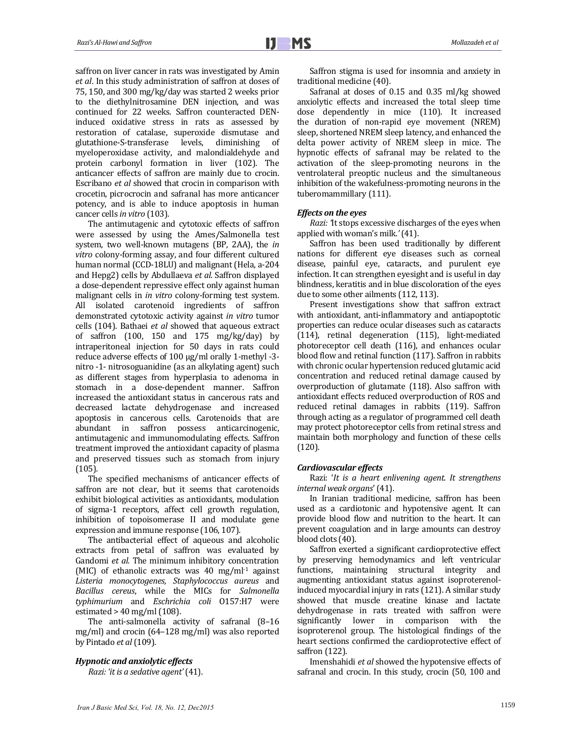saffron on liver cancer in rats was investigated by Amin *et al.* In this study administration of saffron at doses of 75, 150, and 300 mg/kg/day was started 2 weeks prior to the diethylnitrosamine DEN injection, and was continued for 22 weeks. Saffron counteracted DEN-induced oxidative stress in rats as assessed by restoration of catalase, superoxide dismutase and glutathione-S-transferase levels, diminishing of myeloperoxidase activity, and malondialdehyde and protein carbonyl formation in liver (102). The anticancer effects of saffron are mainly due to crocin. Escribano *et al* showed that crocin in comparison with crocetin, picrocrocin and safranal has more anticancer potency, and is able to induce apoptosis in human cancer cells *in vitro* (103).

The antimutagenic and cytotoxic effects of saffron were assessed by using the Ames/Salmonella test system, two well-known mutagens (BP, 2AA), the *in vitro* colony-forming assay, and four different cultured human normal (CCD-18LU) and malignant (Hela, a-204 and Hepg2) cells by Abdullaeva *et al.* Saffron displayed a dose-dependent repressive effect only against human malignant cells in *in vitro* colony-forming test system. All isolated carotenoid ingredients of saffron demonstrated cytotoxic activity against *in vitro* tumor cells (104). Bathaei *et al* showed that aqueous extract of saffron (100, 150 and 175 mg/kg/day) by intraperitoneal injection for 50 days in rats could reduce adverse effects of 100 μg/ml orally 1-methyl -3-nitro -1- nitrosoguanidine (as an alkylating agent) such as different stages from hyperplasia to adenoma in stomach in a dose-dependent manner. Saffron increased the antioxidant status in cancerous rats and decreased lactate dehydrogenase and increased apoptosis in cancerous cells. Carotenoids that are abundant in saffron possess anticarcinogenic, antimutagenic and immunomodulating effects. Saffron treatment improved the antioxidant capacity of plasma and preserved tissues such as stomach from injury (105).

The specified mechanisms of anticancer effects of saffron are not clear, but it seems that carotenoids exhibit biological activities as antioxidants, modulation of sigma-1 receptors, affect cell growth regulation, inhibition of topoisomerase II and modulate gene expression and immune response (106, 107).

The antibacterial effect of aqueous and alcoholic extracts from petal of saffron was evaluated by Gandomi *et al.* The minimum inhibitory concentration (MIC) of ethanolic extracts was 40 mg/ml$^{-1}$ against *Listeria monocytogenes, Staphylococcus aureus* and *Bacillus cereus*, while the MICs for *Salmonella typhimurium* and *Eschrichia coli* O157:H7 were estimated > 40 mg/ml (108).

The anti-salmonella activity of safranal (8–16 mg/ml) and crocin (64–128 mg/ml) was also reported by Pintado *et al* (109).

### *Hypnotic and anxiolytic effects*

*Razi: 'it is a sedative agent'* (41).

Saffron stigma is used for insomnia and anxiety in traditional medicine (40).

Safranal at doses of 0.15 and 0.35 ml/kg showed anxiolytic effects and increased the total sleep time dose dependently in mice (110). It increased the duration of non-rapid eye movement (NREM) sleep, shortened NREM sleep latency, and enhanced the delta power activity of NREM sleep in mice. The hypnotic effects of safranal may be related to the activation of the sleep-promoting neurons in the ventrolateral preoptic nucleus and the simultaneous inhibition of the wakefulness-promoting neurons in the tuberomammillary (111).

### *Effects on the eyes*

*Razi: 'It stops excessive discharges of the eyes when applied with woman's milk.'* (41).

Saffron has been used traditionally by different nations for different eye diseases such as corneal disease, painful eye, cataracts, and purulent eye infection. It can strengthen eyesight and is useful in day blindness, keratitis and in blue discoloration of the eyes due to some other ailments (112, 113).

Present investigations show that saffron extract with antioxidant, anti-inflammatory and antiapoptotic properties can reduce ocular diseases such as cataracts (114), retinal degeneration (115), light-mediated photoreceptor cell death (116), and enhances ocular blood flow and retinal function (117). Saffron in rabbits with chronic ocular hypertension reduced glutamic acid concentration and reduced retinal damage caused by overproduction of glutamate (118). Also saffron with antioxidant effects reduced overproduction of ROS and reduced retinal damages in rabbits (119). Saffron through acting as a regulator of programmed cell death may protect photoreceptor cells from retinal stress and maintain both morphology and function of these cells (120).

### *Cardiovascular effects*

Razi: '*It is a heart enlivening agent. It strengthens internal weak organs*' (41).

In Iranian traditional medicine, saffron has been used as a cardiotonic and hypotensive agent. It can provide blood flow and nutrition to the heart. It can prevent coagulation and in large amounts can destroy blood clots (40).

Saffron exerted a significant cardioprotective effect by preserving hemodynamics and left ventricular functions, maintaining structural integrity and augmenting antioxidant status against isoproterenol-induced myocardial injury in rats (121). A similar study showed that muscle creatine kinase and lactate dehydrogenase in rats treated with saffron were significantly lower in comparison with the isoproterenol group. The histological findings of the heart sections confirmed the cardioprotective effect of saffron (122).

Imenshahidi *et al* showed the hypotensive effects of safranal and crocin. In this study, crocin (50, 100 and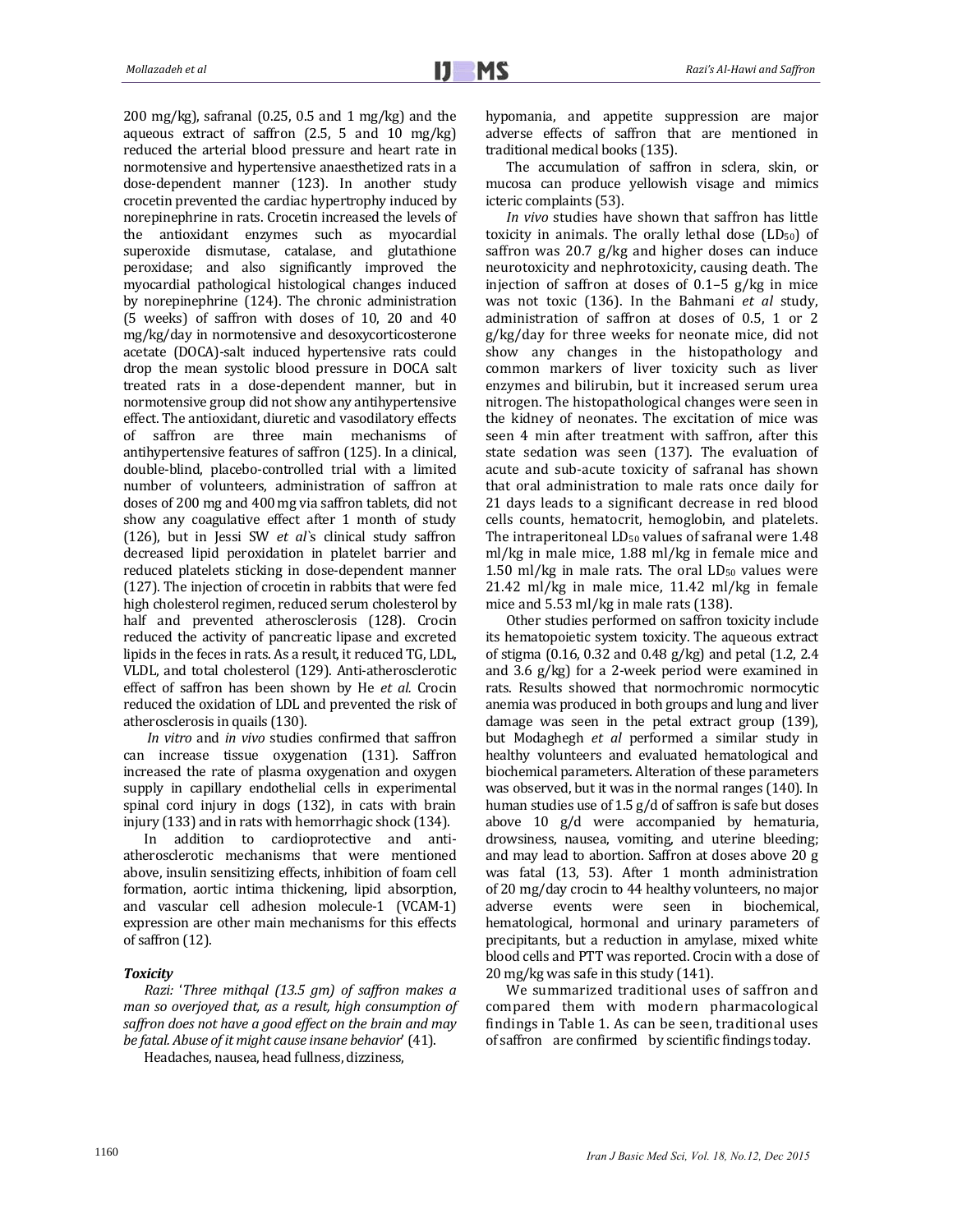200 mg/kg), safranal (0.25, 0.5 and 1 mg/kg) and the aqueous extract of saffron (2.5, 5 and 10 mg/kg) reduced the arterial blood pressure and heart rate in normotensive and hypertensive anaesthetized rats in a dose-dependent manner (123). In another study crocetin prevented the cardiac hypertrophy induced by norepinephrine in rats. Crocetin increased the levels of the antioxidant enzymes such as myocardial superoxide dismutase, catalase, and glutathione peroxidase; and also significantly improved the myocardial pathological histological changes induced by norepinephrine (124). The chronic administration (5 weeks) of saffron with doses of 10, 20 and 40 mg/kg/day in normotensive and desoxycorticosterone acetate (DOCA)-salt induced hypertensive rats could drop the mean systolic blood pressure in DOCA salt treated rats in a dose-dependent manner, but in normotensive group did not show any antihypertensive effect. The antioxidant, diuretic and vasodilatory effects of saffron are three main mechanisms of antihypertensive features of saffron (125). In a clinical, double-blind, placebo-controlled trial with a limited number of volunteers, administration of saffron at doses of 200 mg and 400 mg via saffron tablets, did not show any coagulative effect after 1 month of study (126), but in Jessi SW *et al*`s clinical study saffron decreased lipid peroxidation in platelet barrier and reduced platelets sticking in dose-dependent manner (127). The injection of crocetin in rabbits that were fed high cholesterol regimen, reduced serum cholesterol by half and prevented atherosclerosis (128). Crocin reduced the activity of pancreatic lipase and excreted lipids in the feces in rats. As a result, it reduced TG, LDL, VLDL, and total cholesterol (129). Anti-atherosclerotic effect of saffron has been shown by He *et al.* Crocin reduced the oxidation of LDL and prevented the risk of atherosclerosis in quails (130).

*In vitro* and *in vivo* studies confirmed that saffron can increase tissue oxygenation (131). Saffron increased the rate of plasma oxygenation and oxygen supply in capillary endothelial cells in experimental spinal cord injury in dogs (132), in cats with brain injury (133) and in rats with hemorrhagic shock (134).

In addition to cardioprotective and anti-atherosclerotic mechanisms that were mentioned above, insulin sensitizing effects, inhibition of foam cell formation, aortic intima thickening, lipid absorption, and vascular cell adhesion molecule-1 (VCAM-1) expression are other main mechanisms for this effects of saffron (12).

### Toxicity

*Razi: 'Three mithqal (13.5 gm) of saffron makes a man so overjoyed that, as a result, high consumption of saffron does not have a good effect on the brain and may be fatal. Abuse of it might cause insane behavior*' (41).

Headaches, nausea, head fullness, dizziness, hypomania, and appetite suppression are major adverse effects of saffron that are mentioned in traditional medical books (135).

The accumulation of saffron in sclera, skin, or mucosa can produce yellowish visage and mimics icteric complaints (53).

*In vivo* studies have shown that saffron has little toxicity in animals. The orally lethal dose ($LD_{50}$) of saffron was 20.7 g/kg and higher doses can induce neurotoxicity and nephrotoxicity, causing death. The injection of saffron at doses of 0.1–5 g/kg in mice was not toxic (136). In the Bahmani *et al* study, administration of saffron at doses of 0.5, 1 or 2 g/kg/day for three weeks for neonate mice, did not show any changes in the histopathology and common markers of liver toxicity such as liver enzymes and bilirubin, but it increased serum urea nitrogen. The histopathological changes were seen in the kidney of neonates. The excitation of mice was seen 4 min after treatment with saffron, after this state sedation was seen (137). The evaluation of acute and sub-acute toxicity of safranal has shown that oral administration to male rats once daily for 21 days leads to a significant decrease in red blood cells counts, hematocrit, hemoglobin, and platelets. The intraperitoneal $LD_{50}$ values of safranal were 1.48 ml/kg in male mice, 1.88 ml/kg in female mice and 1.50 ml/kg in male rats. The oral $LD_{50}$ values were 21.42 ml/kg in male mice, 11.42 ml/kg in female mice and 5.53 ml/kg in male rats (138).

Other studies performed on saffron toxicity include its hematopoietic system toxicity. The aqueous extract of stigma (0.16, 0.32 and 0.48 g/kg) and petal (1.2, 2.4 and 3.6 g/kg) for a 2-week period were examined in rats. Results showed that normochromic normocytic anemia was produced in both groups and lung and liver damage was seen in the petal extract group (139), but Modaghegh *et al* performed a similar study in healthy volunteers and evaluated hematological and biochemical parameters. Alteration of these parameters was observed, but it was in the normal ranges (140). In human studies use of 1.5 g/d of saffron is safe but doses above 10 g/d were accompanied by hematuria, drowsiness, nausea, vomiting, and uterine bleeding; and may lead to abortion. Saffron at doses above 20 g was fatal (13, 53). After 1 month administration of 20 mg/day crocin to 44 healthy volunteers, no major adverse events were seen in biochemical, hematological, hormonal and urinary parameters of precipitants, but a reduction in amylase, mixed white blood cells and PTT was reported. Crocin with a dose of 20 mg/kg was safe in this study (141).

We summarized traditional uses of saffron and compared them with modern pharmacological findings in Table 1. As can be seen, traditional uses of saffron are confirmed by scientific findings today.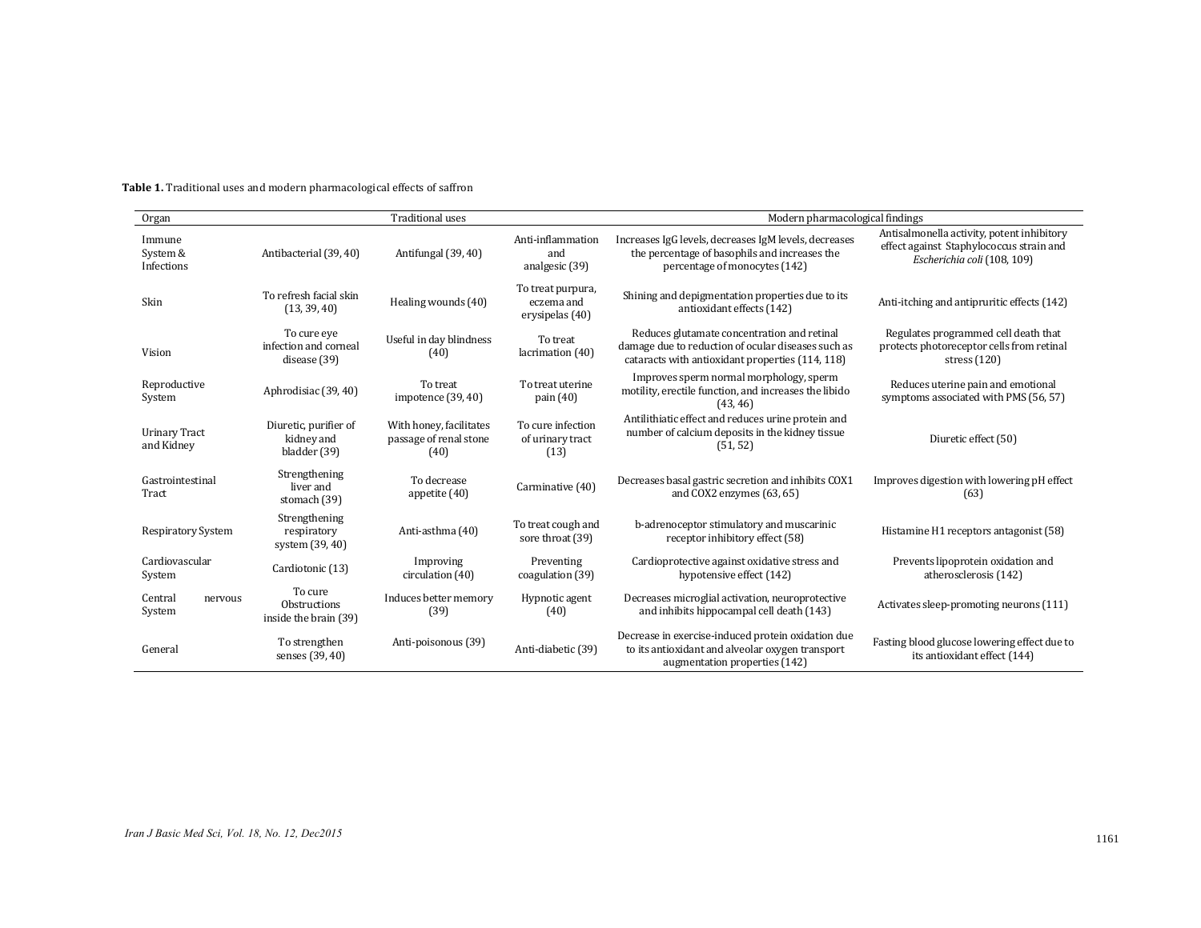**Table 1.** Traditional uses and modern pharmacological effects of saffron

| Organ | Traditional uses | | | Modern pharmacological findings | |
|---|---|---|---|---|---|
| Immune System & Infections | Antibacterial (39, 40) | Antifungal (39, 40) | Anti-inflammation and analgesic (39) | Increases IgG levels, decreases IgM levels, decreases the percentage of basophils and increases the percentage of monocytes (142) | Antisalmonella activity, potent inhibitory effect against Staphylococcus strain and *Escherichia coli* (108, 109) |
| Skin | To refresh facial skin (13, 39, 40) | Healing wounds (40) | To treat purpura, eczema and erysipelas (40) | Shining and depigmentation properties due to its antioxidant effects (142) | Anti-itching and antipruritic effects (142) |
| Vision | To cure eye infection and corneal disease (39) | Useful in day blindness (40) | To treat lacrimation (40) | Reduces glutamate concentration and retinal damage due to reduction of ocular diseases such as cataracts with antioxidant properties (114, 118) | Regulates programmed cell death that protects photoreceptor cells from retinal stress (120) |
| Reproductive System | Aphrodisiac (39, 40) | To treat impotence (39, 40) | To treat uterine pain (40) | Improves sperm normal morphology, sperm motility, erectile function, and increases the libido (43, 46) | Reduces uterine pain and emotional symptoms associated with PMS (56, 57) |
| Urinary Tract and Kidney | Diuretic, purifier of kidney and bladder (39) | With honey, facilitates passage of renal stone (40) | To cure infection of urinary tract (13) | Antilithiatic effect and reduces urine protein and number of calcium deposits in the kidney tissue (51, 52) | Diuretic effect (50) |
| Gastrointestinal Tract | Strengthening liver and stomach (39) | To decrease appetite (40) | Carminative (40) | Decreases basal gastric secretion and inhibits COX1 and COX2 enzymes (63, 65) | Improves digestion with lowering pH effect (63) |
| Respiratory System | Strengthening respiratory system (39, 40) | Anti-asthma (40) | To treat cough and sore throat (39) | b-adrenoceptor stimulatory and muscarinic receptor inhibitory effect (58) | Histamine H1 receptors antagonist (58) |
| Cardiovascular System | Cardiotonic (13) | Improving circulation (40) | Preventing coagulation (39) | Cardioprotective against oxidative stress and hypotensive effect (142) | Prevents lipoprotein oxidation and atherosclerosis (142) |
| Central nervous System | To cure Obstructions inside the brain (39) | Induces better memory (39) | Hypnotic agent (40) | Decreases microglial activation, neuroprotective and inhibits hippocampal cell death (143) | Activates sleep-promoting neurons (111) |
| General | To strengthen senses (39, 40) | Anti-poisonous (39) | Anti-diabetic (39) | Decrease in exercise-induced protein oxidation due to its antioxidant and alveolar oxygen transport augmentation properties (142) | Fasting blood glucose lowering effect due to its antioxidant effect (144) |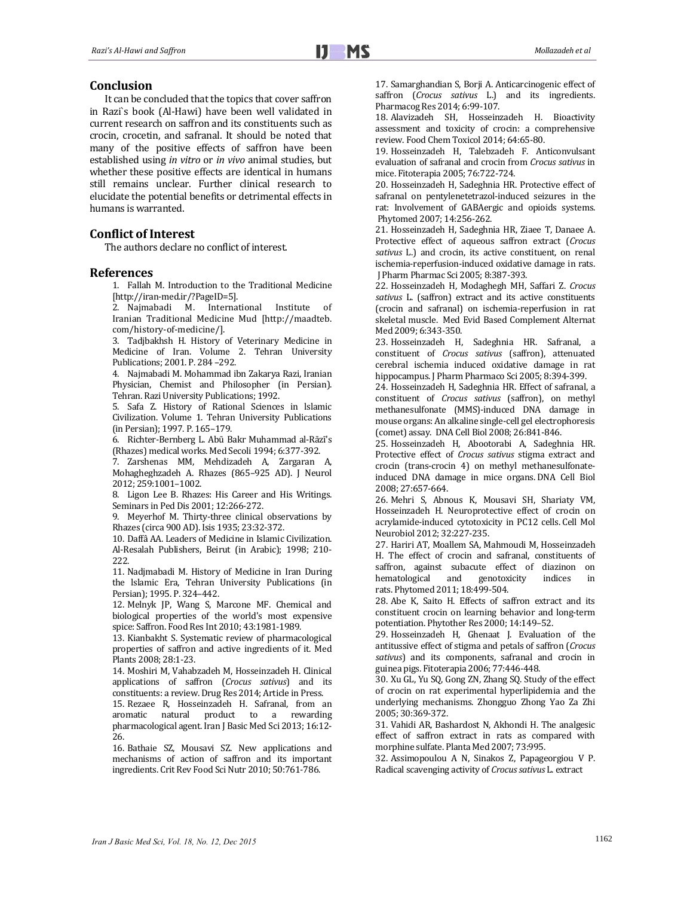## Conclusion

It can be concluded that the topics that cover saffron in Razi`s book (Al-Hawi) have been well validated in current research on saffron and its constituents such as crocin, crocetin, and safranal. It should be noted that many of the positive effects of saffron have been established using *in vitro* or *in vivo* animal studies, but whether these positive effects are identical in humans still remains unclear. Further clinical research to elucidate the potential benefits or detrimental effects in humans is warranted.

## Conflict of Interest

The authors declare no conflict of interest.

## References

1. Fallah M. Introduction to the Traditional Medicine [http://iran-med.ir/?PageID=5].
2. Najmabadi M. International Institute of Iranian Traditional Medicine Mud [http://maadteb.com/history-of-medicine/].
3. Tadjbakhsh H. History of Veterinary Medicine in Medicine of Iran. Volume 2. Tehran University Publications; 2001. P. 284 –292.
4. Najmabadi M. Mohammad ibn Zakarya Razi, Iranian Physician, Chemist and Philosopher (in Persian). Tehran. Razi University Publications; 1992.
5. Safa Z. History of Rational Sciences in lslamic Civilization. Volume 1. Tehran University Publications (in Persian); 1997. P. 165–179.
6. Richter-Bernberg L. Abū Bakr Muhammad al-Rāzī's (Rhazes) medical works. Med Secoli 1994; 6:377-392.
7. Zarshenas MM, Mehdizadeh A, Zargaran A, Mohagheghzadeh A. Rhazes (865–925 AD). J Neurol 2012; 259:1001–1002.
8. Ligon Lee B. Rhazes: His Career and His Writings. Seminars in Ped Dis 2001; 12:266-272.
9. Meyerhof M. Thirty-three clinical observations by Rhazes (circa 900 AD). Isis 1935; 23:32-372.
10. Daffâ AA. Leaders of Medicine in Islamic Civilization. Al-Resalah Publishers, Beirut (in Arabic); 1998; 210-222.
11. Nadjmabadi M. History of Medicine in Iran During the lslamic Era, Tehran University Publications (in Persian); 1995. P. 324–442.
12. Melnyk JP, Wang S, Marcone MF. Chemical and biological properties of the world's most expensive spice: Saffron. Food Res Int 2010; 43:1981-1989.
13. Kianbakht S. Systematic review of pharmacological properties of saffron and active ingredients of it. Med Plants 2008; 28:1-23.
14. Moshiri M, Vahabzadeh M, Hosseinzadeh H. Clinical applications of saffron (*Crocus sativus*) and its constituents: a review. Drug Res 2014; Article in Press.
15. Rezaee R, Hosseinzadeh H. Safranal, from an aromatic natural product to a rewarding pharmacological agent. Iran J Basic Med Sci 2013; 16:12-26.
16. Bathaie SZ, Mousavi SZ. New applications and mechanisms of action of saffron and its important ingredients. Crit Rev Food Sci Nutr 2010; 50:761-786.
17. Samarghandian S, Borji A. Anticarcinogenic effect of saffron (*Crocus sativus* L.) and its ingredients. Pharmacog Res 2014; 6:99-107.
18. Alavizadeh SH, Hosseinzadeh H. Bioactivity assessment and toxicity of crocin: a comprehensive review. Food Chem Toxicol 2014; 64:65-80.
19. Hosseinzadeh H, Talebzadeh F. Anticonvulsant evaluation of safranal and crocin from *Crocus sativus* in mice. Fitoterapia 2005; 76:722-724.
20. Hosseinzadeh H, Sadeghnia HR. Protective effect of safranal on pentylenetetrazol-induced seizures in the rat: Involvement of GABAergic and opioids systems. Phytomed 2007; 14:256-262.
21. Hosseinzadeh H, Sadeghnia HR, Ziaee T, Danaee A. Protective effect of aqueous saffron extract (*Crocus sativus* L.) and crocin, its active constituent, on renal ischemia-reperfusion-induced oxidative damage in rats. J Pharm Pharmac Sci 2005; 8:387-393.
22. Hosseinzadeh H, Modaghegh MH, Saffari Z. *Crocus sativus* L. (saffron) extract and its active constituents (crocin and safranal) on ischemia-reperfusion in rat skeletal muscle. Med Evid Based Complement Alternat Med 2009; 6:343-350.
23. Hosseinzadeh H, Sadeghnia HR. Safranal, a constituent of *Crocus sativus* (saffron), attenuated cerebral ischemia induced oxidative damage in rat hippocampus. J Pharm Pharmaco Sci 2005; 8:394-399.
24. Hosseinzadeh H, Sadeghnia HR. Effect of safranal, a constituent of *Crocus sativus* (saffron), on methyl methanesulfonate (MMS)-induced DNA damage in mouse organs: An alkaline single-cell gel electrophoresis (comet) assay. DNA Cell Biol 2008; 26:841-846.
25. Hosseinzadeh H, Abootorabi A, Sadeghnia HR. Protective effect of *Crocus sativus* stigma extract and crocin (trans-crocin 4) on methyl methanesulfonate-induced DNA damage in mice organs. DNA Cell Biol 2008; 27:657-664.
26. Mehri S, Abnous K, Mousavi SH, Shariaty VM, Hosseinzadeh H. Neuroprotective effect of crocin on acrylamide-induced cytotoxicity in PC12 cells. Cell Mol Neurobiol 2012; 32:227-235.
27. Hariri AT, Moallem SA, Mahmoudi M, Hosseinzadeh H. The effect of crocin and safranal, constituents of saffron, against subacute effect of diazinon on hematological and genotoxicity indices in rats. Phytomed 2011; 18:499-504.
28. Abe K, Saito H. Effects of saffron extract and its constituent crocin on learning behavior and long-term potentiation. Phytother Res 2000; 14:149–52.
29. Hosseinzadeh H, Ghenaat J. Evaluation of the antitussive effect of stigma and petals of saffron (*Crocus sativus*) and its components, safranal and crocin in guinea pigs. Fitoterapia 2006; 77:446-448.
30. Xu GL, Yu SQ, Gong ZN, Zhang SQ. Study of the effect of crocin on rat experimental hyperlipidemia and the underlying mechanisms. Zhongguo Zhong Yao Za Zhi 2005; 30:369-372.
31. Vahidi AR, Bashardost N, Akhondi H. The analgesic effect of saffron extract in rats as compared with morphine sulfate. Planta Med 2007; 73:995.
32. Assimopoulou A N, Sinakos Z, Papageorgiou V P. Radical scavenging activity of *Crocus sativus* L. extract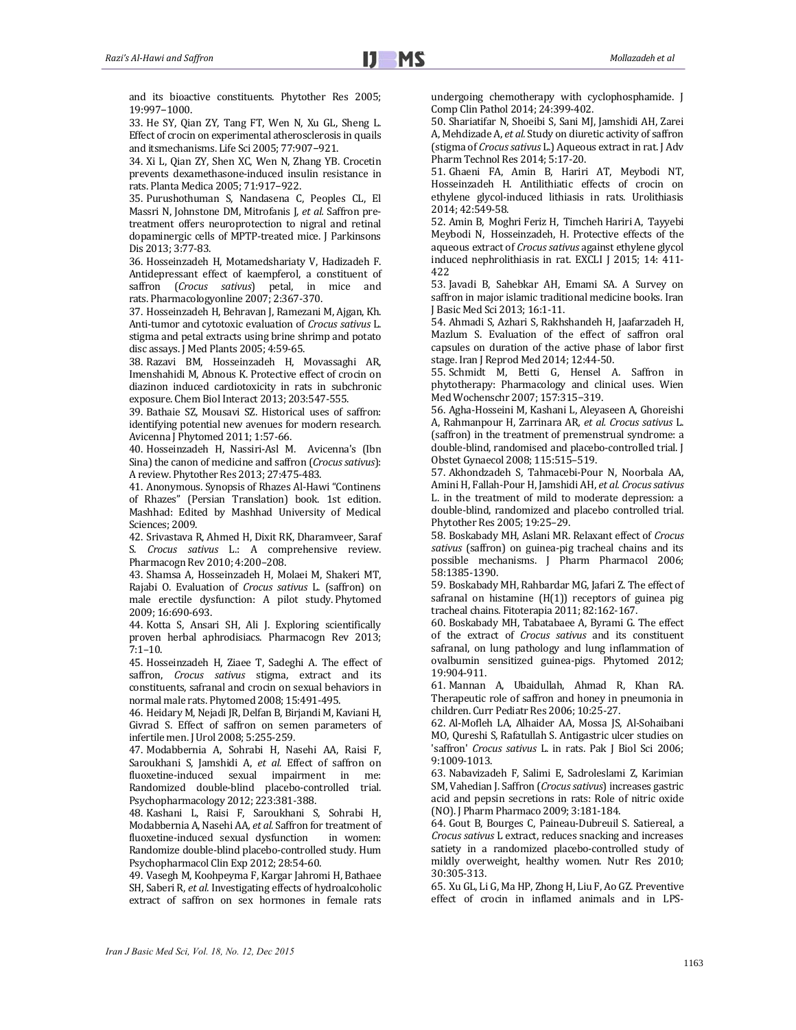and its bioactive constituents. Phytother Res 2005; 19:997–1000.

33. He SY, Qian ZY, Tang FT, Wen N, Xu GL, Sheng L. Effect of crocin on experimental atherosclerosis in quails and itsmechanisms. Life Sci 2005; 77:907–921.

34. Xi L, Qian ZY, Shen XC, Wen N, Zhang YB. Crocetin prevents dexamethasone-induced insulin resistance in rats. Planta Medica 2005; 71:917–922.

35. Purushothuman S, Nandasena C, Peoples CL, El Massri N, Johnstone DM, Mitrofanis J, *et al.* Saffron pre-treatment offers neuroprotection to nigral and retinal dopaminergic cells of MPTP-treated mice. J Parkinsons Dis 2013; 3:77-83.

36. Hosseinzadeh H, Motamedshariaty V, Hadizadeh F. Antidepressant effect of kaempferol, a constituent of saffron (*Crocus sativus*) petal, in mice and rats. Pharmacologyonline 2007; 2:367-370.

37. Hosseinzadeh H, Behravan J, Ramezani M, Ajgan, Kh. Anti-tumor and cytotoxic evaluation of *Crocus sativus* L. stigma and petal extracts using brine shrimp and potato disc assays. J Med Plants 2005; 4:59-65.

38. Razavi BM, Hosseinzadeh H, Movassaghi AR, Imenshahidi M, Abnous K. Protective effect of crocin on diazinon induced cardiotoxicity in rats in subchronic exposure. Chem Biol Interact 2013; 203:547-555.

39. Bathaie SZ, Mousavi SZ. Historical uses of saffron: identifying potential new avenues for modern research. Avicenna J Phytomed 2011; 1:57-66.

40. Hosseinzadeh H, Nassiri-Asl M. Avicenna's (Ibn Sina) the canon of medicine and saffron (*Crocus sativus*): A review. Phytother Res 2013; 27:475-483.

41. Anonymous. Synopsis of Rhazes Al-Hawi "Continens of Rhazes" (Persian Translation) book. 1st edition. Mashhad: Edited by Mashhad University of Medical Sciences; 2009.

42. Srivastava R, Ahmed H, Dixit RK, Dharamveer, Saraf S. *Crocus sativus* L.: A comprehensive review. Pharmacogn Rev 2010; 4:200–208.

43. Shamsa A, Hosseinzadeh H, Molaei M, Shakeri MT, Rajabi O. Evaluation of *Crocus sativus* L. (saffron) on male erectile dysfunction: A pilot study. Phytomed 2009; 16:690-693.

44. Kotta S, Ansari SH, Ali J. Exploring scientifically proven herbal aphrodisiacs. Pharmacogn Rev 2013; 7:1–10.

45. Hosseinzadeh H, Ziaee T, Sadeghi A. The effect of saffron, *Crocus sativus* stigma, extract and its constituents, safranal and crocin on sexual behaviors in normal male rats. Phytomed 2008; 15:491-495.

46. Heidary M, Nejadi JR, Delfan B, Birjandi M, Kaviani H, Givrad S. Effect of saffron on semen parameters of infertile men. J Urol 2008; 5:255-259.

47. Modabbernia A, Sohrabi H, Nasehi AA, Raisi F, Saroukhani S, Jamshidi A, *et al.* Effect of saffron on fluoxetine-induced sexual impairment in me: Randomized double-blind placebo-controlled trial. Psychopharmacology 2012; 223:381-388.

48. Kashani L, Raisi F, Saroukhani S, Sohrabi H, Modabbernia A, Nasehi AA, *et al.* Saffron for treatment of fluoxetine-induced sexual dysfunction in women: Randomize double-blind placebo-controlled study. Hum Psychopharmacol Clin Exp 2012; 28:54-60.

49. Vasegh M, Koohpeyma F, Kargar Jahromi H, Bathaee SH, Saberi R, *et al.* Investigating effects of hydroalcoholic extract of saffron on sex hormones in female rats undergoing chemotherapy with cyclophosphamide. J Comp Clin Pathol 2014; 24:399-402.

50. Shariatifar N, Shoeibi S, Sani MJ, Jamshidi AH, Zarei A, Mehdizade A, *et al.* Study on diuretic activity of saffron (stigma of *Crocus sativus* L.) Aqueous extract in rat. J Adv Pharm Technol Res 2014; 5:17-20.

51. Ghaeni FA, Amin B, Hariri AT, Meybodi NT, Hosseinzadeh H. Antilithiatic effects of crocin on ethylene glycol-induced lithiasis in rats. Urolithiasis 2014; 42:549-58.

52. Amin B, Moghri Feriz H, Timcheh Hariri A, Tayyebi Meybodi N, Hosseinzadeh, H. Protective effects of the aqueous extract of *Crocus sativus* against ethylene glycol induced nephrolithiasis in rat. EXCLI J 2015; 14: 411-422

53. Javadi B, Sahebkar AH, Emami SA. A Survey on saffron in major islamic traditional medicine books. Iran J Basic Med Sci 2013; 16:1-11.

54. Ahmadi S, Azhari S, Rakhshandeh H, Jaafarzadeh H, Mazlum S. Evaluation of the effect of saffron oral capsules on duration of the active phase of labor first stage. Iran J Reprod Med 2014; 12:44-50.

55. Schmidt M, Betti G, Hensel A. Saffron in phytotherapy: Pharmacology and clinical uses. Wien Med Wochenschr 2007; 157:315–319.

56. Agha-Hosseini M, Kashani L, Aleyaseen A, Ghoreishi A, Rahmanpour H, Zarrinara AR, *et al. Crocus sativus* L. (saffron) in the treatment of premenstrual syndrome: a double-blind, randomised and placebo-controlled trial. J Obstet Gynaecol 2008; 115:515–519.

57. Akhondzadeh S, Tahmacebi-Pour N, Noorbala AA, Amini H, Fallah-Pour H, Jamshidi AH, *et al. Crocus sativus* L. in the treatment of mild to moderate depression: a double-blind, randomized and placebo controlled trial. Phytother Res 2005; 19:25–29.

58. Boskabady MH, Aslani MR. Relaxant effect of *Crocus sativus* (saffron) on guinea-pig tracheal chains and its possible mechanisms. J Pharm Pharmacol 2006; 58:1385-1390.

59. Boskabady MH, Rahbardar MG, Jafari Z. The effect of safranal on histamine (H(1)) receptors of guinea pig tracheal chains. Fitoterapia 2011; 82:162-167.

60. Boskabady MH, Tabatabaee A, Byrami G. The effect of the extract of *Crocus sativus* and its constituent safranal, on lung pathology and lung inflammation of ovalbumin sensitized guinea-pigs. Phytomed 2012; 19:904-911.

61. Mannan A, Ubaidullah, Ahmad R, Khan RA. Therapeutic role of saffron and honey in pneumonia in children. Curr Pediatr Res 2006; 10:25-27.

62. Al-Mofleh LA, Alhaider AA, Mossa JS, Al-Sohaibani MO, Qureshi S, Rafatullah S. Antigastric ulcer studies on 'saffron' *Crocus sativus* L. in rats. Pak J Biol Sci 2006; 9:1009-1013.

63. Nabavizadeh F, Salimi E, Sadroleslami Z, Karimian SM, Vahedian J. Saffron (*Crocus sativus*) increases gastric acid and pepsin secretions in rats: Role of nitric oxide (NO). J Pharm Pharmaco 2009; 3:181-184.

64. Gout B, Bourges C, Paineau-Dubreuil S. Satiereal, a *Crocus sativus* L extract, reduces snacking and increases satiety in a randomized placebo-controlled study of mildly overweight, healthy women. Nutr Res 2010; 30:305-313.

65. Xu GL, Li G, Ma HP, Zhong H, Liu F, Ao GZ. Preventive effect of crocin in inflamed animals and in LPS-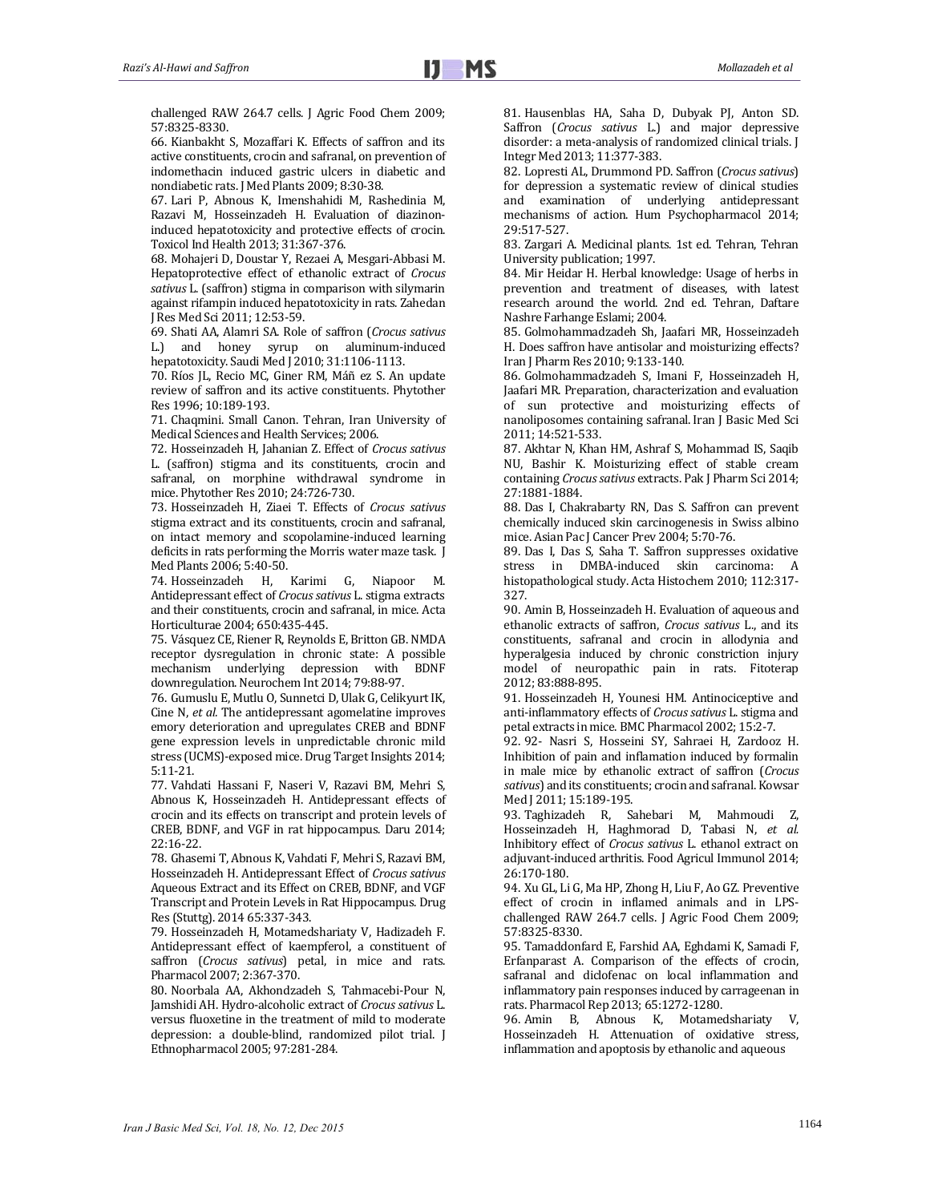challenged RAW 264.7 cells. J Agric Food Chem 2009; 57:8325-8330.

66. Kianbakht S, Mozaffari K. Effects of saffron and its active constituents, crocin and safranal, on prevention of indomethacin induced gastric ulcers in diabetic and nondiabetic rats. J Med Plants 2009; 8:30-38.

67. Lari P, Abnous K, Imenshahidi M, Rashedinia M, Razavi M, Hosseinzadeh H. Evaluation of diazinon-induced hepatotoxicity and protective effects of crocin. Toxicol Ind Health 2013; 31:367-376.

68. Mohajeri D, Doustar Y, Rezaei A, Mesgari-Abbasi M. Hepatoprotective effect of ethanolic extract of *Crocus sativus* L. (saffron) stigma in comparison with silymarin against rifampin induced hepatotoxicity in rats. Zahedan J Res Med Sci 2011; 12:53-59.

69. Shati AA, Alamri SA. Role of saffron (*Crocus sativus* L.) and honey syrup on aluminum-induced hepatotoxicity. Saudi Med J 2010; 31:1106-1113.

70. Ríos JL, Recio MC, Giner RM, Máñ ez S. An update review of saffron and its active constituents. Phytother Res 1996; 10:189-193.

71. Chaqmini. Small Canon. Tehran, Iran University of Medical Sciences and Health Services; 2006.

72. Hosseinzadeh H, Jahanian Z. Effect of *Crocus sativus* L. (saffron) stigma and its constituents, crocin and safranal, on morphine withdrawal syndrome in mice. Phytother Res 2010; 24:726-730.

73. Hosseinzadeh H, Ziaei T. Effects of *Crocus sativus* stigma extract and its constituents, crocin and safranal, on intact memory and scopolamine-induced learning deficits in rats performing the Morris water maze task. J Med Plants 2006; 5:40-50.

74. Hosseinzadeh H, Karimi G, Niapoor M. Antidepressant effect of *Crocus sativus* L. stigma extracts and their constituents, crocin and safranal, in mice. Acta Horticulturae 2004; 650:435-445.

75. Vásquez CE, Riener R, Reynolds E, Britton GB. NMDA receptor dysregulation in chronic state: A possible mechanism underlying depression with BDNF downregulation. Neurochem Int 2014; 79:88-97.

76. Gumuslu E, Mutlu O, Sunnetci D, Ulak G, Celikyurt IK, Cine N, *et al.* The antidepressant agomelatine improves emory deterioration and upregulates CREB and BDNF gene expression levels in unpredictable chronic mild stress (UCMS)-exposed mice. Drug Target Insights 2014; 5:11-21.

77. Vahdati Hassani F, Naseri V, Razavi BM, Mehri S, Abnous K, Hosseinzadeh H. Antidepressant effects of crocin and its effects on transcript and protein levels of CREB, BDNF, and VGF in rat hippocampus. Daru 2014; 22:16-22.

78. Ghasemi T, Abnous K, Vahdati F, Mehri S, Razavi BM, Hosseinzadeh H. Antidepressant Effect of *Crocus sativus* Aqueous Extract and its Effect on CREB, BDNF, and VGF Transcript and Protein Levels in Rat Hippocampus. Drug Res (Stuttg). 2014 65:337-343.

79. Hosseinzadeh H, Motamedshariaty V, Hadizadeh F. Antidepressant effect of kaempferol, a constituent of saffron (*Crocus sativus*) petal, in mice and rats. Pharmacol 2007; 2:367-370.

80. Noorbala AA, Akhondzadeh S, Tahmacebi-Pour N, Jamshidi AH. Hydro-alcoholic extract of *Crocus sativus* L. versus fluoxetine in the treatment of mild to moderate depression: a double-blind, randomized pilot trial. J Ethnopharmacol 2005; 97:281-284.

81. Hausenblas HA, Saha D, Dubyak PJ, Anton SD. Saffron (*Crocus sativus* L.) and major depressive disorder: a meta-analysis of randomized clinical trials. J Integr Med 2013; 11:377-383.

82. Lopresti AL, Drummond PD. Saffron (*Crocus sativus*) for depression a systematic review of clinical studies and examination of underlying antidepressant mechanisms of action. Hum Psychopharmacol 2014; 29:517-527.

83. Zargari A. Medicinal plants. 1st ed. Tehran, Tehran University publication; 1997.

84. Mir Heidar H. Herbal knowledge: Usage of herbs in prevention and treatment of diseases, with latest research around the world. 2nd ed. Tehran, Daftare Nashre Farhange Eslami; 2004.

85. Golmohammadzadeh Sh, Jaafari MR, Hosseinzadeh H. Does saffron have antisolar and moisturizing effects? Iran J Pharm Res 2010; 9:133-140.

86. Golmohammadzadeh S, Imani F, Hosseinzadeh H, Jaafari MR. Preparation, characterization and evaluation of sun protective and moisturizing effects of nanoliposomes containing safranal. Iran J Basic Med Sci 2011; 14:521-533.

87. Akhtar N, Khan HM, Ashraf S, Mohammad IS, Saqib NU, Bashir K. Moisturizing effect of stable cream containing *Crocus sativus* extracts. Pak J Pharm Sci 2014; 27:1881-1884.

88. Das I, Chakrabarty RN, Das S. Saffron can prevent chemically induced skin carcinogenesis in Swiss albino mice. Asian Pac J Cancer Prev 2004; 5:70-76.

89. Das I, Das S, Saha T. Saffron suppresses oxidative stress in DMBA-induced skin carcinoma: A histopathological study. Acta Histochem 2010; 112:317-327.

90. Amin B, Hosseinzadeh H. Evaluation of aqueous and ethanolic extracts of saffron, *Crocus sativus* L., and its constituents, safranal and crocin in allodynia and hyperalgesia induced by chronic constriction injury model of neuropathic pain in rats. Fitoterap 2012; 83:888-895.

91. Hosseinzadeh H, Younesi HM. Antinociceptive and anti-inflammatory effects of *Crocus sativus* L. stigma and petal extracts in mice. BMC Pharmacol 2002; 15:2-7.

92. 92- Nasri S, Hosseini SY, Sahraei H, Zardooz H. Inhibition of pain and inflamation induced by formalin in male mice by ethanolic extract of saffron (*Crocus sativus*) and its constituents; crocin and safranal. Kowsar Med J 2011; 15:189-195.

93. Taghizadeh R, Sahebari M, Mahmoudi Z, Hosseinzadeh H, Haghmorad D, Tabasi N, *et al.* Inhibitory effect of *Crocus sativus* L. ethanol extract on adjuvant-induced arthritis. Food Agricul Immunol 2014; 26:170-180.

94. Xu GL, Li G, Ma HP, Zhong H, Liu F, Ao GZ. Preventive effect of crocin in inflamed animals and in LPS-challenged RAW 264.7 cells. J Agric Food Chem 2009; 57:8325-8330.

95. Tamaddonfard E, Farshid AA, Eghdami K, Samadi F, Erfanparast A. Comparison of the effects of crocin, safranal and diclofenac on local inflammation and inflammatory pain responses induced by carrageenan in rats. Pharmacol Rep 2013; 65:1272-1280.

96. Amin B, Abnous K, Motamedshariaty V, Hosseinzadeh H. Attenuation of oxidative stress, inflammation and apoptosis by ethanolic and aqueous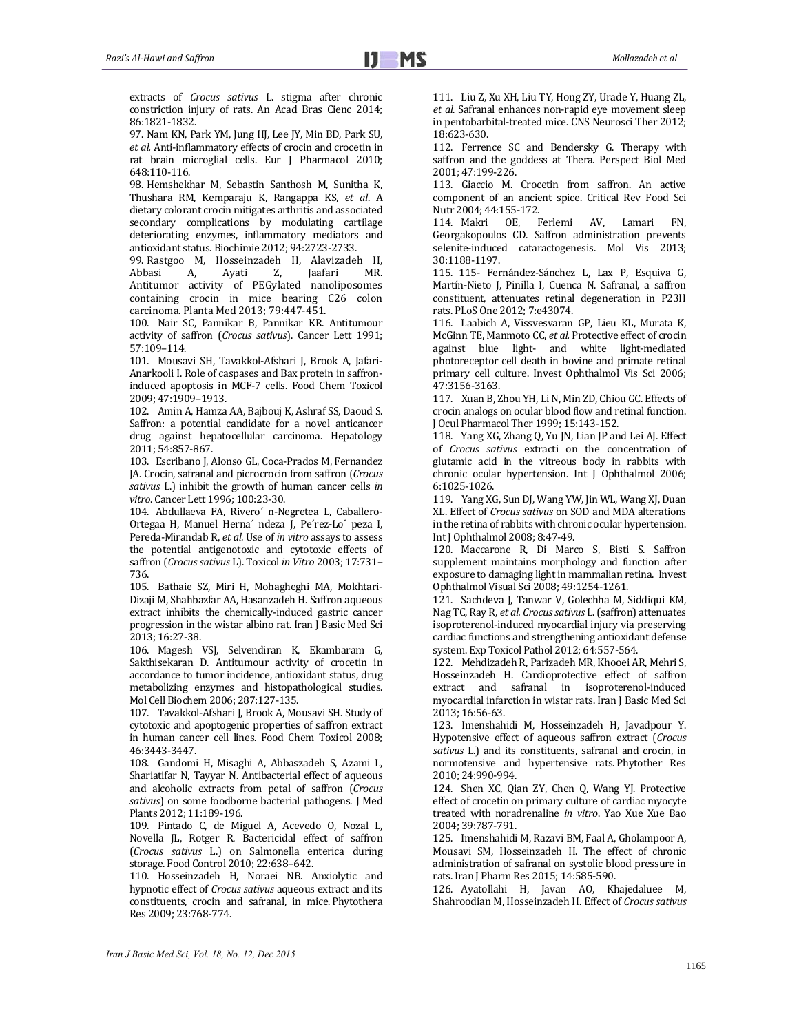extracts of *Crocus sativus* L. stigma after chronic constriction injury of rats. An Acad Bras Cienc 2014; 86:1821-1832.

97. Nam KN, Park YM, Jung HJ, Lee JY, Min BD, Park SU, *et al.* Anti-inflammatory effects of crocin and crocetin in rat brain microglial cells. Eur J Pharmacol 2010; 648:110-116.

98. Hemshekhar M, Sebastin Santhosh M, Sunitha K, Thushara RM, Kemparaju K, Rangappa KS, *et al*. A dietary colorant crocin mitigates arthritis and associated secondary complications by modulating cartilage deteriorating enzymes, inflammatory mediators and antioxidant status. Biochimie 2012; 94:2723-2733.

99. Rastgoo M, Hosseinzadeh H, Alavizadeh H, Abbasi A, Ayati Z, Jaafari MR. Antitumor activity of PEGylated nanoliposomes containing crocin in mice bearing C26 colon carcinoma. Planta Med 2013; 79:447-451.

100. Nair SC, Pannikar B, Pannikar KR. Antitumour activity of saffron (*Crocus sativus*). Cancer Lett 1991; 57:109–114.

101. Mousavi SH, Tavakkol-Afshari J, Brook A, Jafari-Anarkooli I. Role of caspases and Bax protein in saffron-induced apoptosis in MCF-7 cells. Food Chem Toxicol 2009; 47:1909–1913.

102. Amin A, Hamza AA, Bajbouj K, Ashraf SS, Daoud S. Saffron: a potential candidate for a novel anticancer drug against hepatocellular carcinoma. Hepatology 2011; 54:857-867.

103. Escribano J, Alonso GL, Coca-Prados M, Fernandez JA. Crocin, safranal and picrocrocin from saffron (*Crocus sativus* L.) inhibit the growth of human cancer cells *in vitro*. Cancer Lett 1996; 100:23-30.

104. Abdullaeva FA, Rivero´ n-Negretea L, Caballero-Ortegaa H, Manuel Herna´ ndeza J, Pe´rez-Lo´ peza I, Pereda-Mirandab R, *et al.* Use of *in vitro* assays to assess the potential antigenotoxic and cytotoxic effects of saffron (*Crocus sativus* L). Toxicol *in Vitro* 2003; 17:731–736.

105. Bathaie SZ, Miri H, Mohagheghi MA, Mokhtari-Dizaji M, Shahbazfar AA, Hasanzadeh H. Saffron aqueous extract inhibits the chemically-induced gastric cancer progression in the wistar albino rat. Iran J Basic Med Sci 2013; 16:27-38.

106. Magesh VSJ, Selvendiran K, Ekambaram G, Sakthisekaran D. Antitumour activity of crocetin in accordance to tumor incidence, antioxidant status, drug metabolizing enzymes and histopathological studies. Mol Cell Biochem 2006; 287:127-135.

107. Tavakkol-Afshari J, Brook A, Mousavi SH. Study of cytotoxic and apoptogenic properties of saffron extract in human cancer cell lines. Food Chem Toxicol 2008; 46:3443-3447.

108. Gandomi H, Misaghi A, Abbaszadeh S, Azami L, Shariatifar N, Tayyar N. Antibacterial effect of aqueous and alcoholic extracts from petal of saffron (*Crocus sativus*) on some foodborne bacterial pathogens. J Med Plants 2012; 11:189-196.

109. Pintado C, de Miguel A, Acevedo O, Nozal L, Novella JL, Rotger R. Bactericidal effect of saffron (*Crocus sativus* L.) on Salmonella enterica during storage. Food Control 2010; 22:638–642.

110. Hosseinzadeh H, Noraei NB. Anxiolytic and hypnotic effect of *Crocus sativus* aqueous extract and its constituents, crocin and safranal, in mice. Phytothera Res 2009; 23:768-774.

111. Liu Z, Xu XH, Liu TY, Hong ZY, Urade Y, Huang ZL, *et al.* Safranal enhances non-rapid eye movement sleep in pentobarbital-treated mice. CNS Neurosci Ther 2012; 18:623-630.

112. Ferrence SC and Bendersky G. Therapy with saffron and the goddess at Thera. Perspect Biol Med 2001; 47:199-226.

113. Giaccio M. Crocetin from saffron. An active component of an ancient spice. Critical Rev Food Sci Nutr 2004; 44:155-172.

114. Makri OE, Ferlemi AV, Lamari FN, Georgakopoulos CD. Saffron administration prevents selenite-induced cataractogenesis. Mol Vis 2013; 30:1188-1197.

115. 115- Fernández-Sánchez L, Lax P, Esquiva G, Martín-Nieto J, Pinilla I, Cuenca N. Safranal, a saffron constituent, attenuates retinal degeneration in P23H rats. PLoS One 2012; 7:e43074.

116. Laabich A, Vissvesvaran GP, Lieu KL, Murata K, McGinn TE, Manmoto CC, *et al.* Protective effect of crocin against blue light- and white light-mediated photoreceptor cell death in bovine and primate retinal primary cell culture. Invest Ophthalmol Vis Sci 2006; 47:3156-3163.

117. Xuan B, Zhou YH, Li N, Min ZD, Chiou GC. Effects of crocin analogs on ocular blood flow and retinal function. J Ocul Pharmacol Ther 1999; 15:143-152.

118. Yang XG, Zhang Q, Yu JN, Lian JP and Lei AJ. Effect of *Crocus sativus* extracti on the concentration of glutamic acid in the vitreous body in rabbits with chronic ocular hypertension. Int J Ophthalmol 2006; 6:1025-1026.

119. Yang XG, Sun DJ, Wang YW, Jin WL, Wang XJ, Duan XL. Effect of *Crocus sativus* on SOD and MDA alterations in the retina of rabbits with chronic ocular hypertension. Int J Ophthalmol 2008; 8:47-49.

120. Maccarone R, Di Marco S, Bisti S. Saffron supplement maintains morphology and function after exposure to damaging light in mammalian retina. Invest Ophthalmol Visual Sci 2008; 49:1254-1261.

121. Sachdeva J, Tanwar V, Golechha M, Siddiqui KM, Nag TC, Ray R, *et al. Crocus sativus* L. (saffron) attenuates isoproterenol-induced myocardial injury via preserving cardiac functions and strengthening antioxidant defense system. Exp Toxicol Pathol 2012; 64:557-564.

122. Mehdizadeh R, Parizadeh MR, Khooei AR, Mehri S, Hosseinzadeh H. Cardioprotective effect of saffron extract and safranal in isoproterenol-induced myocardial infarction in wistar rats. Iran J Basic Med Sci 2013; 16:56-63.

123. Imenshahidi M, Hosseinzadeh H, Javadpour Y. Hypotensive effect of aqueous saffron extract (*Crocus sativus* L.) and its constituents, safranal and crocin, in normotensive and hypertensive rats. Phytother Res 2010; 24:990-994.

124. Shen XC, Qian ZY, Chen Q, Wang YJ. Protective effect of crocetin on primary culture of cardiac myocyte treated with noradrenaline *in vitro*. Yao Xue Xue Bao 2004; 39:787-791.

125. Imenshahidi M, Razavi BM, Faal A, Gholampoor A, Mousavi SM, Hosseinzadeh H. The effect of chronic administration of safranal on systolic blood pressure in rats. Iran J Pharm Res 2015; 14:585-590.

126. Ayatollahi H, Javan AO, Khajedaluee M, Shahroodian M, Hosseinzadeh H. Effect of *Crocus sativus*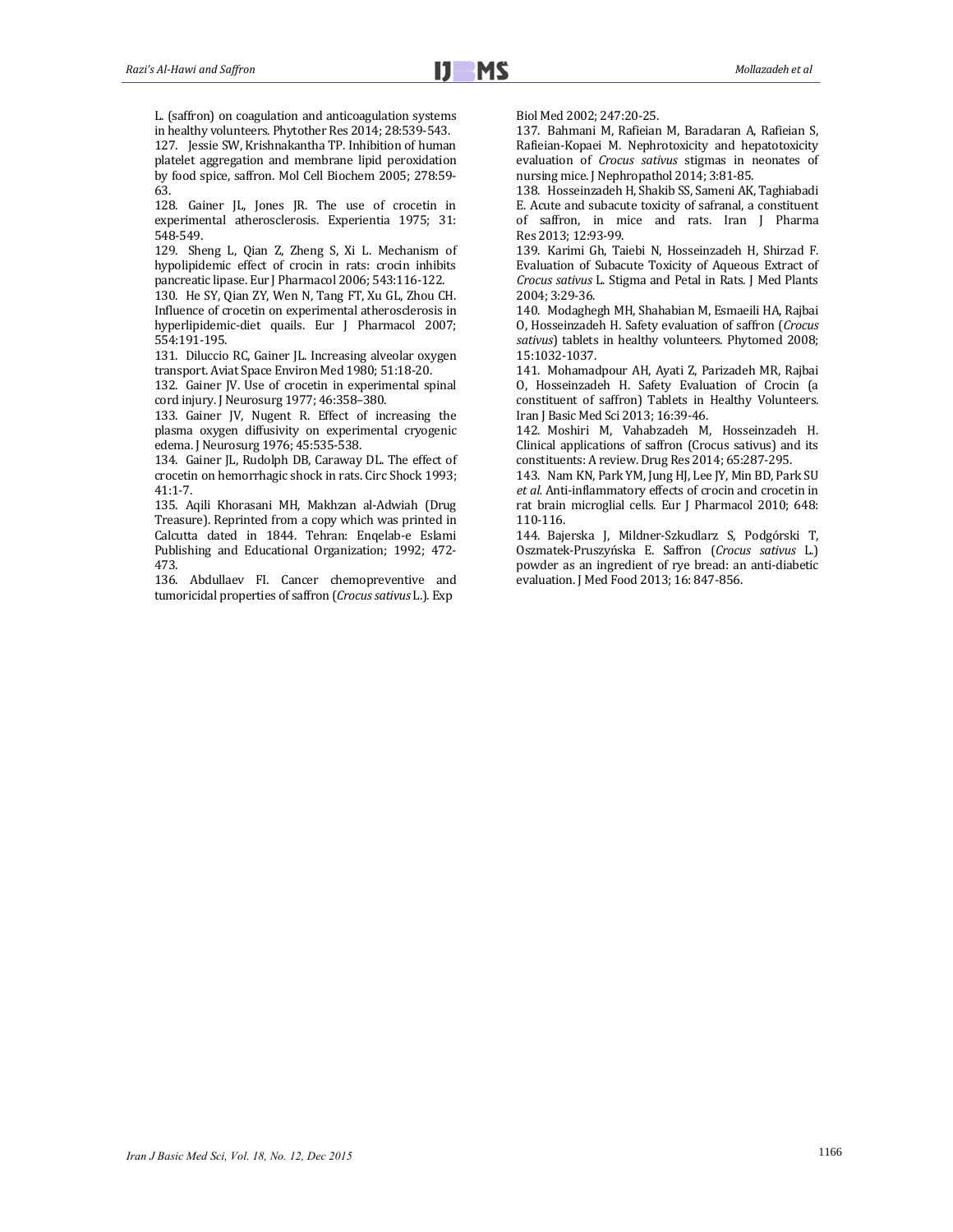L. (saffron) on coagulation and anticoagulation systems in healthy volunteers. Phytother Res 2014; 28:539-543.

127. Jessie SW, Krishnakantha TP. Inhibition of human platelet aggregation and membrane lipid peroxidation by food spice, saffron. Mol Cell Biochem 2005; 278:59-63.

128. Gainer JL, Jones JR. The use of crocetin in experimental atherosclerosis. Experientia 1975; 31: 548-549.

129. Sheng L, Qian Z, Zheng S, Xi L. Mechanism of hypolipidemic effect of crocin in rats: crocin inhibits pancreatic lipase. Eur J Pharmacol 2006; 543:116-122.

130. He SY, Qian ZY, Wen N, Tang FT, Xu GL, Zhou CH. Influence of crocetin on experimental atherosclerosis in hyperlipidemic-diet quails. Eur J Pharmacol 2007; 554:191-195.

131. Diluccio RC, Gainer JL. Increasing alveolar oxygen transport. Aviat Space Environ Med 1980; 51:18-20.

132. Gainer JV. Use of crocetin in experimental spinal cord injury. J Neurosurg 1977; 46:358–380.

133. Gainer JV, Nugent R. Effect of increasing the plasma oxygen diffusivity on experimental cryogenic edema. J Neurosurg 1976; 45:535-538.

134. Gainer JL, Rudolph DB, Caraway DL. The effect of crocetin on hemorrhagic shock in rats. Circ Shock 1993; 41:1-7.

135. Aqili Khorasani MH, Makhzan al-Adwiah (Drug Treasure). Reprinted from a copy which was printed in Calcutta dated in 1844. Tehran: Enqelab-e Eslami Publishing and Educational Organization; 1992; 472-473.

136. Abdullaev FI. Cancer chemopreventive and tumoricidal properties of saffron (*Crocus sativus* L.). Exp Biol Med 2002; 247:20-25.

137. Bahmani M, Rafieian M, Baradaran A, Rafieian S, Rafieian-Kopaei M. Nephrotoxicity and hepatotoxicity evaluation of *Crocus sativus* stigmas in neonates of nursing mice. J Nephropathol 2014; 3:81-85.

138. Hosseinzadeh H, Shakib SS, Sameni AK, Taghiabadi E. Acute and subacute toxicity of safranal, a constituent of saffron, in mice and rats. Iran J Pharma Res 2013; 12:93-99.

139. Karimi Gh, Taiebi N, Hosseinzadeh H, Shirzad F. Evaluation of Subacute Toxicity of Aqueous Extract of *Crocus sativus* L. Stigma and Petal in Rats. J Med Plants 2004; 3:29-36.

140. Modaghegh MH, Shahabian M, Esmaeili HA, Rajbai O, Hosseinzadeh H. Safety evaluation of saffron (*Crocus sativus*) tablets in healthy volunteers. Phytomed 2008; 15:1032-1037.

141. Mohamadpour AH, Ayati Z, Parizadeh MR, Rajbai O, Hosseinzadeh H. Safety Evaluation of Crocin (a constituent of saffron) Tablets in Healthy Volunteers. Iran J Basic Med Sci 2013; 16:39-46.

142. Moshiri M, Vahabzadeh M, Hosseinzadeh H. Clinical applications of saffron (Crocus sativus) and its constituents: A review. Drug Res 2014; 65:287-295.

143. Nam KN, Park YM, Jung HJ, Lee JY, Min BD, Park SU *et al.* Anti-inflammatory effects of crocin and crocetin in rat brain microglial cells. Eur J Pharmacol 2010; 648: 110-116.

144. Bajerska J, Mildner-Szkudlarz S, Podgórski T, Oszmatek-Pruszyńska E. Saffron (*Crocus sativus* L.) powder as an ingredient of rye bread: an anti-diabetic evaluation. J Med Food 2013; 16: 847-856.